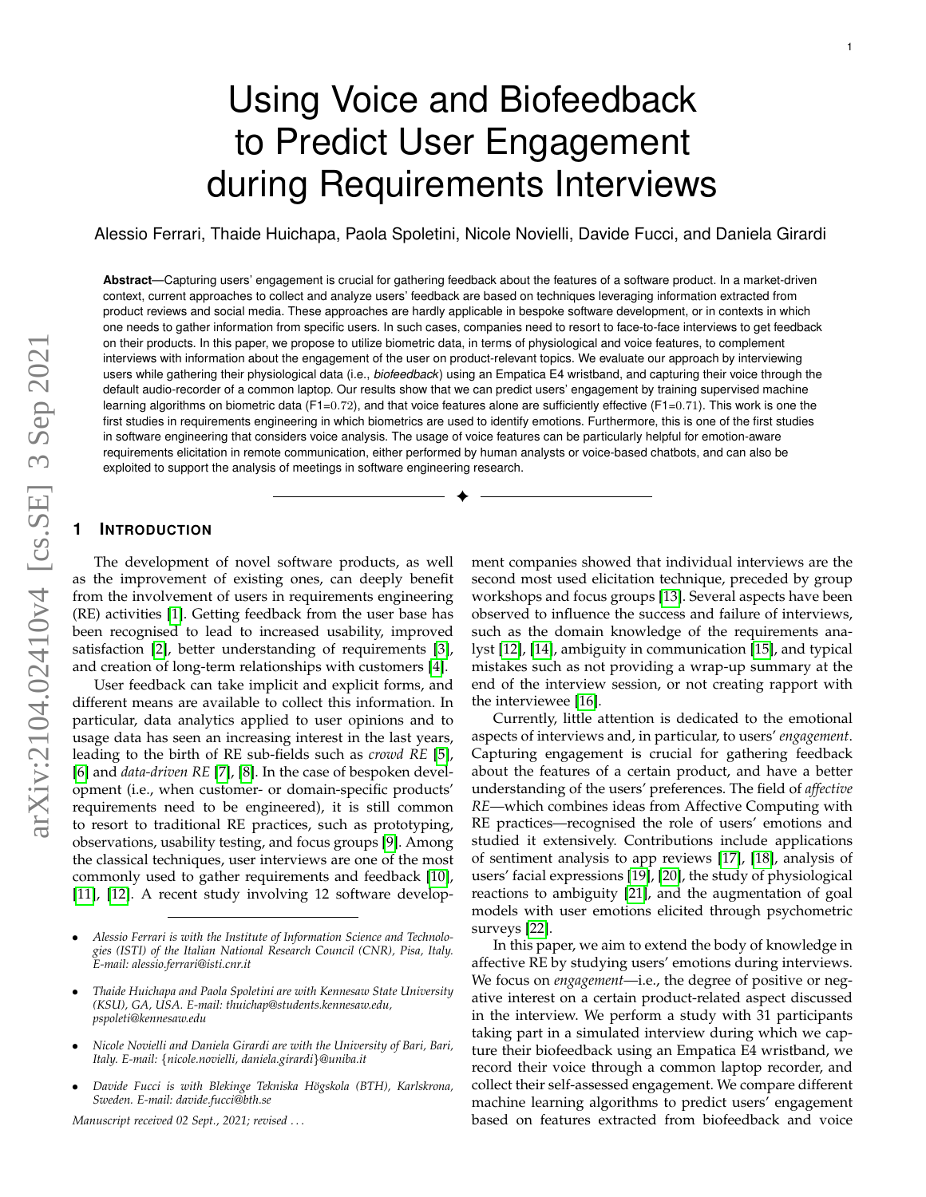# Using Voice and Biofeedback to Predict User Engagement during Requirements Interviews

Alessio Ferrari, Thaide Huichapa, Paola Spoletini, Nicole Novielli, Davide Fucci, and Daniela Girardi

**Abstract**—Capturing users' engagement is crucial for gathering feedback about the features of a software product. In a market-driven context, current approaches to collect and analyze users' feedback are based on techniques leveraging information extracted from product reviews and social media. These approaches are hardly applicable in bespoke software development, or in contexts in which one needs to gather information from specific users. In such cases, companies need to resort to face-to-face interviews to get feedback on their products. In this paper, we propose to utilize biometric data, in terms of physiological and voice features, to complement interviews with information about the engagement of the user on product-relevant topics. We evaluate our approach by interviewing users while gathering their physiological data (i.e., *biofeedback*) using an Empatica E4 wristband, and capturing their voice through the default audio-recorder of a common laptop. Our results show that we can predict users' engagement by training supervised machine learning algorithms on biometric data (F1=0.72), and that voice features alone are sufficiently effective (F1=0.71). This work is one the first studies in requirements engineering in which biometrics are used to identify emotions. Furthermore, this is one of the first studies in software engineering that considers voice analysis. The usage of voice features can be particularly helpful for emotion-aware requirements elicitation in remote communication, either performed by human analysts or voice-based chatbots, and can also be exploited to support the analysis of meetings in software engineering research.

## 1 Introduction

The development of novel software products, as well as the improvement of existing ones, can deeply benefit from the involvement of users in requirements engineering (RE) activities [1]. Getting feedback from the user base has been recognised to lead to increased usability, improved satisfaction [2], better understanding of requirements [3], and creation of long-term relationships with customers [4].

User feedback can take implicit and explicit forms, and different means are available to collect this information. In particular, data analytics applied to user opinions and to usage data has seen an increasing interest in the last years, leading to the birth of RE sub-fields such as *crowd RE* [5], [6] and *data-driven RE* [7], [8]. In the case of bespoken development (i.e., when customer- or domain-specific products' requirements need to be engineered), it is still common to resort to traditional RE practices, such as prototyping, observations, usability testing, and focus groups [9]. Among the classical techniques, user interviews are one of the most commonly used to gather requirements and feedback [10], [11], [12]. A recent study involving 12 software development companies showed that individual interviews are the second most used elicitation technique, preceded by group workshops and focus groups [13]. Several aspects have been observed to influence the success and failure of interviews, such as the domain knowledge of the requirements analyst [12], [14], ambiguity in communication [15], and typical mistakes such as not providing a wrap-up summary at the end of the interview session, or not creating rapport with the interviewee [16].

Currently, little attention is dedicated to the emotional aspects of interviews and, in particular, to users' *engagement*. Capturing engagement is crucial for gathering feedback about the features of a certain product, and have a better understanding of the users' preferences. The field of *affective RE*—which combines ideas from Affective Computing with RE practices—recognised the role of users' emotions and studied it extensively. Contributions include applications of sentiment analysis to app reviews [17], [18], analysis of users' facial expressions [19], [20], the study of physiological reactions to ambiguity [21], and the augmentation of goal models with user emotions elicited through psychometric surveys [22].

In this paper, we aim to extend the body of knowledge in affective RE by studying users' emotions during interviews. We focus on *engagement*—i.e., the degree of positive or negative interest on a certain product-related aspect discussed in the interview. We perform a study with 31 participants taking part in a simulated interview during which we capture their biofeedback using an Empatica E4 wristband, we record their voice through a common laptop recorder, and collect their self-assessed engagement. We compare different machine learning algorithms to predict users' engagement based on features extracted from biofeedback and voice

- *Alessio Ferrari is with the Institute of Information Science and Technologies (ISTI) of the Italian National Research Council (CNR), Pisa, Italy. E-mail: alessio.ferrari@isti.cnr.it*
- *Thaide Huichapa and Paola Spoletini are with Kennesaw State University (KSU), GA, USA. E-mail: thuichap@students.kennesaw.edu, pspoleti@kennesaw.edu*
- *Nicole Novielli and Daniela Girardi are with the University of Bari, Bari, Italy. E-mail: {nicole.novielli, daniela.girardi}@uniba.it*
- *Davide Fucci is with Blekinge Tekniska Högskola (BTH), Karlskrona, Sweden. E-mail: davide.fucci@bth.se*

*Manuscript received 02 Sept., 2021; revised . . .*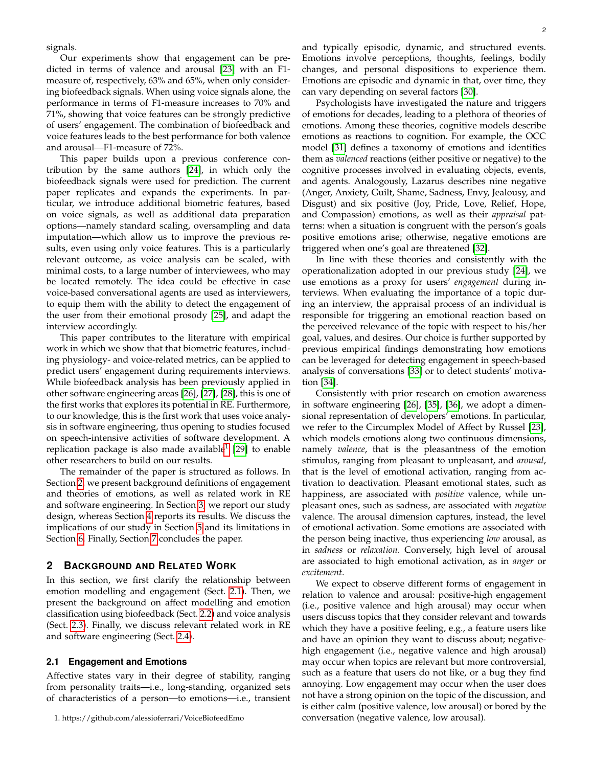signals.

Our experiments show that engagement can be predicted in terms of valence and arousal [23] with an F1-measure of, respectively, 63% and 65%, when only considering biofeedback signals. When using voice signals alone, the performance in terms of F1-measure increases to 70% and 71%, showing that voice features can be strongly predictive of users' engagement. The combination of biofeedback and voice features leads to the best performance for both valence and arousal—F1-measure of 72%.

This paper builds upon a previous conference contribution by the same authors [24], in which only the biofeedback signals were used for prediction. The current paper replicates and expands the experiments. In particular, we introduce additional biometric features, based on voice signals, as well as additional data preparation options—namely standard scaling, oversampling and data imputation—which allow us to improve the previous results, even using only voice features. This is a particularly relevant outcome, as voice analysis can be scaled, with minimal costs, to a large number of interviewees, who may be located remotely. The idea could be effective in case voice-based conversational agents are used as interviewers, to equip them with the ability to detect the engagement of the user from their emotional prosody [25], and adapt the interview accordingly.

This paper contributes to the literature with empirical work in which we show that that biometric features, including physiology- and voice-related metrics, can be applied to predict users' engagement during requirements interviews. While biofeedback analysis has been previously applied in other software engineering areas [26], [27], [28], this is one of the first works that explores its potential in RE. Furthermore, to our knowledge, this is the first work that uses voice analysis in software engineering, thus opening to studies focused on speech-intensive activities of software development. A replication package is also made available[1] [29] to enable other researchers to build on our results.

The remainder of the paper is structured as follows. In Section 2, we present background definitions of engagement and theories of emotions, as well as related work in RE and software engineering. In Section 3, we report our study design, whereas Section 4 reports its results. We discuss the implications of our study in Section 5 and its limitations in Section 6. Finally, Section 7 concludes the paper.

## 2 Background and Related Work

In this section, we first clarify the relationship between emotion modelling and engagement (Sect. 2.1). Then, we present the background on affect modelling and emotion classification using biofeedback (Sect. 2.2) and voice analysis (Sect. 2.3). Finally, we discuss relevant related work in RE and software engineering (Sect. 2.4).

### 2.1 Engagement and Emotions

Affective states vary in their degree of stability, ranging from personality traits—i.e., long-standing, organized sets of characteristics of a person—to emotions—i.e., transient and typically episodic, dynamic, and structured events. Emotions involve perceptions, thoughts, feelings, bodily changes, and personal dispositions to experience them. Emotions are episodic and dynamic in that, over time, they can vary depending on several factors [30].

Psychologists have investigated the nature and triggers of emotions for decades, leading to a plethora of theories of emotions. Among these theories, cognitive models describe emotions as reactions to cognition. For example, the OCC model [31] defines a taxonomy of emotions and identifies them as *valenced* reactions (either positive or negative) to the cognitive processes involved in evaluating objects, events, and agents. Analogously, Lazarus describes nine negative (Anger, Anxiety, Guilt, Shame, Sadness, Envy, Jealousy, and Disgust) and six positive (Joy, Pride, Love, Relief, Hope, and Compassion) emotions, as well as their *appraisal* patterns: when a situation is congruent with the person's goals positive emotions arise; otherwise, negative emotions are triggered when one's goal are threatened [32].

In line with these theories and consistently with the operationalization adopted in our previous study [24], we use emotions as a proxy for users' *engagement* during interviews. When evaluating the importance of a topic during an interview, the appraisal process of an individual is responsible for triggering an emotional reaction based on the perceived relevance of the topic with respect to his/her goal, values, and desires. Our choice is further supported by previous empirical findings demonstrating how emotions can be leveraged for detecting engagement in speech-based analysis of conversations [33] or to detect students' motivation [34].

Consistently with prior research on emotion awareness in software engineering [26], [35], [36], we adopt a dimensional representation of developers' emotions. In particular, we refer to the Circumplex Model of Affect by Russel [23], which models emotions along two continuous dimensions, namely *valence*, that is the pleasantness of the emotion stimulus, ranging from pleasant to unpleasant, and *arousal*, that is the level of emotional activation, ranging from activation to deactivation. Pleasant emotional states, such as happiness, are associated with *positive* valence, while unpleasant ones, such as sadness, are associated with *negative* valence. The arousal dimension captures, instead, the level of emotional activation. Some emotions are associated with the person being inactive, thus experiencing *low* arousal, as in *sadness* or *relaxation*. Conversely, high level of arousal are associated to high emotional activation, as in *anger* or *excitement*.

We expect to observe different forms of engagement in relation to valence and arousal: positive-high engagement (i.e., positive valence and high arousal) may occur when users discuss topics that they consider relevant and towards which they have a positive feeling, e.g., a feature users like and have an opinion they want to discuss about; negative-high engagement (i.e., negative valence and high arousal) may occur when topics are relevant but more controversial, such as a feature that users do not like, or a bug they find annoying. Low engagement may occur when the user does not have a strong opinion on the topic of the discussion, and is either calm (positive valence, low arousal) or bored by the conversation (negative valence, low arousal).

1. https://github.com/alessioferrari/VoiceBiofeedEmo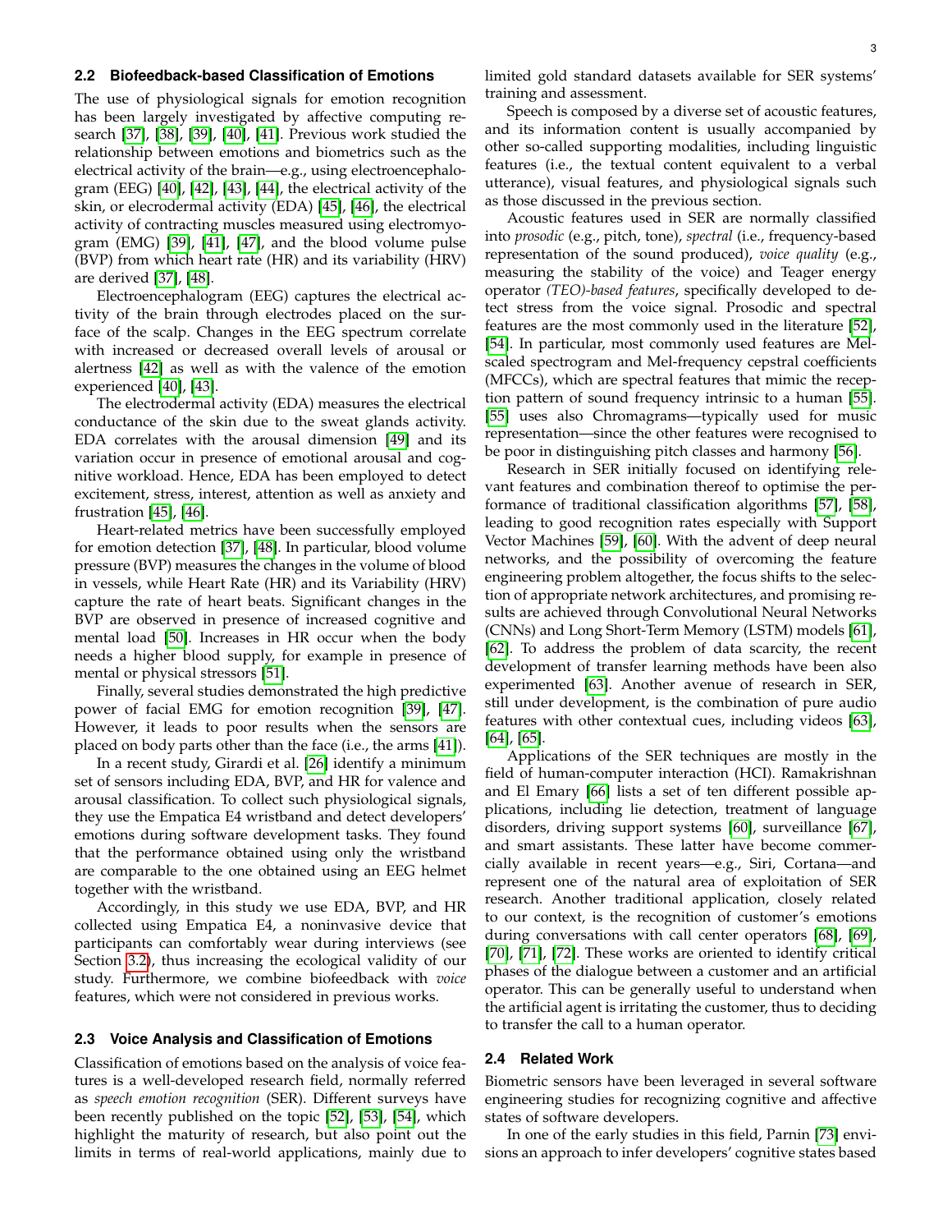### 2.2 Biofeedback-based Classification of Emotions

The use of physiological signals for emotion recognition has been largely investigated by affective computing research [37], [38], [39], [40], [41]. Previous work studied the relationship between emotions and biometrics such as the electrical activity of the brain—e.g., using electroencephalogram (EEG) [40], [42], [43], [44], the electrical activity of the skin, or elecrodermal activity (EDA) [45], [46], the electrical activity of contracting muscles measured using electromyogram (EMG) [39], [41], [47], and the blood volume pulse (BVP) from which heart rate (HR) and its variability (HRV) are derived [37], [48].

Electroencephalogram (EEG) captures the electrical activity of the brain through electrodes placed on the surface of the scalp. Changes in the EEG spectrum correlate with increased or decreased overall levels of arousal or alertness [42] as well as with the valence of the emotion experienced [40], [43].

The electrodermal activity (EDA) measures the electrical conductance of the skin due to the sweat glands activity. EDA correlates with the arousal dimension [49] and its variation occur in presence of emotional arousal and cognitive workload. Hence, EDA has been employed to detect excitement, stress, interest, attention as well as anxiety and frustration [45], [46].

Heart-related metrics have been successfully employed for emotion detection [37], [48]. In particular, blood volume pressure (BVP) measures the changes in the volume of blood in vessels, while Heart Rate (HR) and its Variability (HRV) capture the rate of heart beats. Significant changes in the BVP are observed in presence of increased cognitive and mental load [50]. Increases in HR occur when the body needs a higher blood supply, for example in presence of mental or physical stressors [51].

Finally, several studies demonstrated the high predictive power of facial EMG for emotion recognition [39], [47]. However, it leads to poor results when the sensors are placed on body parts other than the face (i.e., the arms [41]).

In a recent study, Girardi et al. [26] identify a minimum set of sensors including EDA, BVP, and HR for valence and arousal classification. To collect such physiological signals, they use the Empatica E4 wristband and detect developers' emotions during software development tasks. They found that the performance obtained using only the wristband are comparable to the one obtained using an EEG helmet together with the wristband.

Accordingly, in this study we use EDA, BVP, and HR collected using Empatica E4, a noninvasive device that participants can comfortably wear during interviews (see Section 3.2), thus increasing the ecological validity of our study. Furthermore, we combine biofeedback with *voice* features, which were not considered in previous works.

### 2.3 Voice Analysis and Classification of Emotions

Classification of emotions based on the analysis of voice features is a well-developed research field, normally referred as *speech emotion recognition* (SER). Different surveys have been recently published on the topic [52], [53], [54], which highlight the maturity of research, but also point out the limits in terms of real-world applications, mainly due to limited gold standard datasets available for SER systems' training and assessment.

Speech is composed by a diverse set of acoustic features, and its information content is usually accompanied by other so-called supporting modalities, including linguistic features (i.e., the textual content equivalent to a verbal utterance), visual features, and physiological signals such as those discussed in the previous section.

Acoustic features used in SER are normally classified into *prosodic* (e.g., pitch, tone), *spectral* (i.e., frequency-based representation of the sound produced), *voice quality* (e.g., measuring the stability of the voice) and Teager energy operator *(TEO)-based features*, specifically developed to detect stress from the voice signal. Prosodic and spectral features are the most commonly used in the literature [52], [54]. In particular, most commonly used features are Mel-scaled spectrogram and Mel-frequency cepstral coefficients (MFCCs), which are spectral features that mimic the reception pattern of sound frequency intrinsic to a human [55]. [55] uses also Chromagrams—typically used for music representation—since the other features were recognised to be poor in distinguishing pitch classes and harmony [56].

Research in SER initially focused on identifying relevant features and combination thereof to optimise the performance of traditional classification algorithms [57], [58], leading to good recognition rates especially with Support Vector Machines [59], [60]. With the advent of deep neural networks, and the possibility of overcoming the feature engineering problem altogether, the focus shifts to the selection of appropriate network architectures, and promising results are achieved through Convolutional Neural Networks (CNNs) and Long Short-Term Memory (LSTM) models [61], [62]. To address the problem of data scarcity, the recent development of transfer learning methods have been also experimented [63]. Another avenue of research in SER, still under development, is the combination of pure audio features with other contextual cues, including videos [63], [64], [65].

Applications of the SER techniques are mostly in the field of human-computer interaction (HCI). Ramakrishnan and El Emary [66] lists a set of ten different possible applications, including lie detection, treatment of language disorders, driving support systems [60], surveillance [67], and smart assistants. These latter have become commercially available in recent years—e.g., Siri, Cortana—and represent one of the natural area of exploitation of SER research. Another traditional application, closely related to our context, is the recognition of customer's emotions during conversations with call center operators [68], [69], [70], [71], [72]. These works are oriented to identify critical phases of the dialogue between a customer and an artificial operator. This can be generally useful to understand when the artificial agent is irritating the customer, thus to deciding to transfer the call to a human operator.

### 2.4 Related Work

Biometric sensors have been leveraged in several software engineering studies for recognizing cognitive and affective states of software developers.

In one of the early studies in this field, Parnin [73] envisions an approach to infer developers' cognitive states based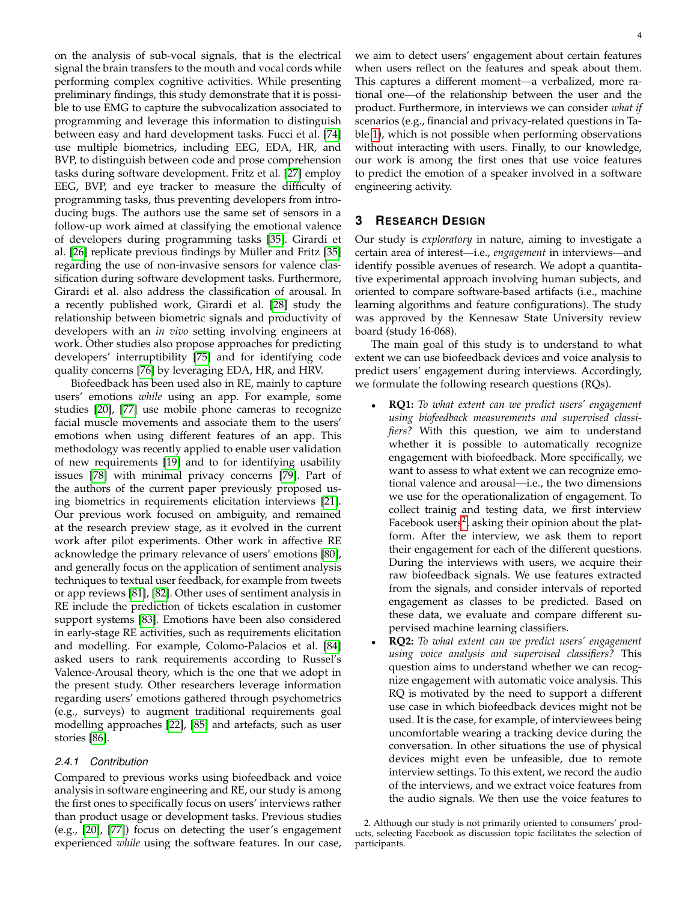on the analysis of sub-vocal signals, that is the electrical signal the brain transfers to the mouth and vocal cords while performing complex cognitive activities. While presenting preliminary findings, this study demonstrate that it is possible to use EMG to capture the subvocalization associated to programming and leverage this information to distinguish between easy and hard development tasks. Fucci et al. [74] use multiple biometrics, including EEG, EDA, HR, and BVP, to distinguish between code and prose comprehension tasks during software development. Fritz et al. [27] employ EEG, BVP, and eye tracker to measure the difficulty of programming tasks, thus preventing developers from introducing bugs. The authors use the same set of sensors in a follow-up work aimed at classifying the emotional valence of developers during programming tasks [35]. Girardi et al. [26] replicate previous findings by Müller and Fritz [35] regarding the use of non-invasive sensors for valence classification during software development tasks. Furthermore, Girardi et al. also address the classification of arousal. In a recently published work, Girardi et al. [28] study the relationship between biometric signals and productivity of developers with an *in vivo* setting involving engineers at work. Other studies also propose approaches for predicting developers' interruptibility [75] and for identifying code quality concerns [76] by leveraging EDA, HR, and HRV.

Biofeedback has been used also in RE, mainly to capture users' emotions *while* using an app. For example, some studies [20], [77] use mobile phone cameras to recognize facial muscle movements and associate them to the users' emotions when using different features of an app. This methodology was recently applied to enable user validation of new requirements [19] and to for identifying usability issues [78] with minimal privacy concerns [79]. Part of the authors of the current paper previously proposed using biometrics in requirements elicitation interviews [21]. Our previous work focused on ambiguity, and remained at the research preview stage, as it evolved in the current work after pilot experiments. Other work in affective RE acknowledge the primary relevance of users' emotions [80], and generally focus on the application of sentiment analysis techniques to textual user feedback, for example from tweets or app reviews [81], [82]. Other uses of sentiment analysis in RE include the prediction of tickets escalation in customer support systems [83]. Emotions have been also considered in early-stage RE activities, such as requirements elicitation and modelling. For example, Colomo-Palacios et al. [84] asked users to rank requirements according to Russel's Valence-Arousal theory, which is the one that we adopt in the present study. Other researchers leverage information regarding users' emotions gathered through psychometrics (e.g., surveys) to augment traditional requirements goal modelling approaches [22], [85] and artefacts, such as user stories [86].

#### 2.4.1 Contribution

Compared to previous works using biofeedback and voice analysis in software engineering and RE, our study is among the first ones to specifically focus on users' interviews rather than product usage or development tasks. Previous studies (e.g., [20], [77]) focus on detecting the user's engagement experienced *while* using the software features. In our case, we aim to detect users' engagement about certain features when users reflect on the features and speak about them. This captures a different moment—a verbalized, more rational one—of the relationship between the user and the product. Furthermore, in interviews we can consider *what if* scenarios (e.g., financial and privacy-related questions in Table 1), which is not possible when performing observations without interacting with users. Finally, to our knowledge, our work is among the first ones that use voice features to predict the emotion of a speaker involved in a software engineering activity.

## 3 Research Design

Our study is *exploratory* in nature, aiming to investigate a certain area of interest—i.e., *engagement* in interviews—and identify possible avenues of research. We adopt a quantitative experimental approach involving human subjects, and oriented to compare software-based artifacts (i.e., machine learning algorithms and feature configurations). The study was approved by the Kennesaw State University review board (study 16-068).

The main goal of this study is to understand to what extent we can use biofeedback devices and voice analysis to predict users' engagement during interviews. Accordingly, we formulate the following research questions (RQs).

- **RQ1:** *To what extent can we predict users' engagement using biofeedback measurements and supervised classifiers?* With this question, we aim to understand whether it is possible to automatically recognize engagement with biofeedback. More specifically, we want to assess to what extent we can recognize emotional valence and arousal—i.e., the two dimensions we use for the operationalization of engagement. To collect trainig and testing data, we first interview Facebook users[2], asking their opinion about the platform. After the interview, we ask them to report their engagement for each of the different questions. During the interviews with users, we acquire their raw biofeedback signals. We use features extracted from the signals, and consider intervals of reported engagement as classes to be predicted. Based on these data, we evaluate and compare different supervised machine learning classifiers.
- **RQ2:** *To what extent can we predict users' engagement using voice analysis and supervised classifiers?* This question aims to understand whether we can recognize engagement with automatic voice analysis. This RQ is motivated by the need to support a different use case in which biofeedback devices might not be used. It is the case, for example, of interviewees being uncomfortable wearing a tracking device during the conversation. In other situations the use of physical devices might even be unfeasible, due to remote interview settings. To this extent, we record the audio of the interviews, and we extract voice features from the audio signals. We then use the voice features to

2. Although our study is not primarily oriented to consumers' products, selecting Facebook as discussion topic facilitates the selection of participants.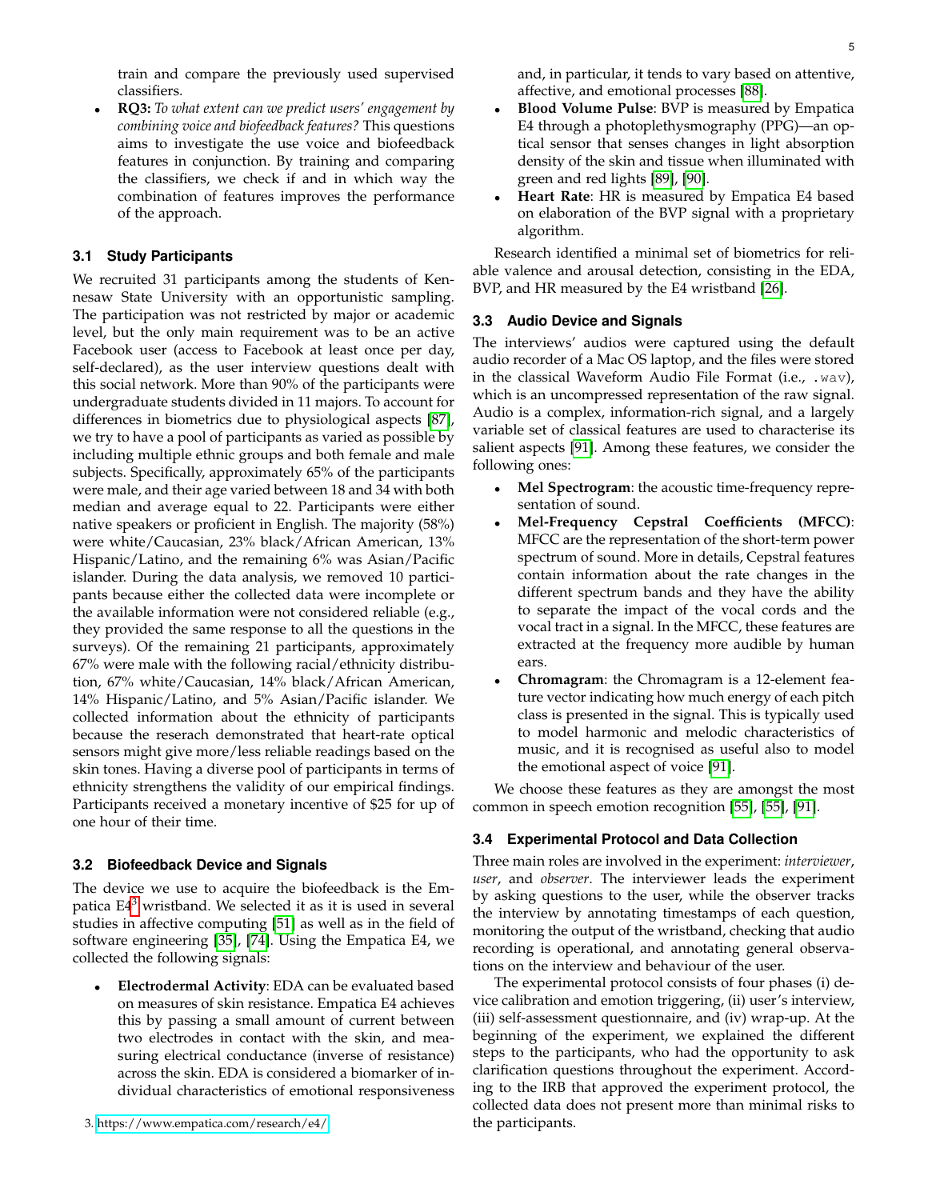train and compare the previously used supervised classifiers.

- **RQ3:** *To what extent can we predict users' engagement by combining voice and biofeedback features?* This questions aims to investigate the use voice and biofeedback features in conjunction. By training and comparing the classifiers, we check if and in which way the combination of features improves the performance of the approach.

### 3.1 Study Participants

We recruited 31 participants among the students of Kennesaw State University with an opportunistic sampling. The participation was not restricted by major or academic level, but the only main requirement was to be an active Facebook user (access to Facebook at least once per day, self-declared), as the user interview questions dealt with this social network. More than 90% of the participants were undergraduate students divided in 11 majors. To account for differences in biometrics due to physiological aspects [87], we try to have a pool of participants as varied as possible by including multiple ethnic groups and both female and male subjects. Specifically, approximately 65% of the participants were male, and their age varied between 18 and 34 with both median and average equal to 22. Participants were either native speakers or proficient in English. The majority (58%) were white/Caucasian, 23% black/African American, 13% Hispanic/Latino, and the remaining 6% was Asian/Pacific islander. During the data analysis, we removed 10 participants because either the collected data were incomplete or the available information were not considered reliable (e.g., they provided the same response to all the questions in the surveys). Of the remaining 21 participants, approximately 67% were male with the following racial/ethnicity distribution, 67% white/Caucasian, 14% black/African American, 14% Hispanic/Latino, and 5% Asian/Pacific islander. We collected information about the ethnicity of participants because the reserach demonstrated that heart-rate optical sensors might give more/less reliable readings based on the skin tones. Having a diverse pool of participants in terms of ethnicity strengthens the validity of our empirical findings. Participants received a monetary incentive of $25 for up of one hour of their time.

### 3.2 Biofeedback Device and Signals

The device we use to acquire the biofeedback is the Empatica E4[3] wristband. We selected it as it is used in several studies in affective computing [51] as well as in the field of software engineering [35], [74]. Using the Empatica E4, we collected the following signals:

- **Electrodermal Activity**: EDA can be evaluated based on measures of skin resistance. Empatica E4 achieves this by passing a small amount of current between two electrodes in contact with the skin, and measuring electrical conductance (inverse of resistance) across the skin. EDA is considered a biomarker of individual characteristics of emotional responsiveness and, in particular, it tends to vary based on attentive, affective, and emotional processes [88].
- **Blood Volume Pulse**: BVP is measured by Empatica E4 through a photoplethysmography (PPG)—an optical sensor that senses changes in light absorption density of the skin and tissue when illuminated with green and red lights [89], [90].
- **Heart Rate**: HR is measured by Empatica E4 based on elaboration of the BVP signal with a proprietary algorithm.

Research identified a minimal set of biometrics for reliable valence and arousal detection, consisting in the EDA, BVP, and HR measured by the E4 wristband [26].

3. https://www.empatica.com/research/e4/

### 3.3 Audio Device and Signals

The interviews' audios were captured using the default audio recorder of a Mac OS laptop, and the files were stored in the classical Waveform Audio File Format (i.e., `.wav`), which is an uncompressed representation of the raw signal. Audio is a complex, information-rich signal, and a largely variable set of classical features are used to characterise its salient aspects [91]. Among these features, we consider the following ones:

- **Mel Spectrogram**: the acoustic time-frequency representation of sound.
- **Mel-Frequency Cepstral Coefficients (MFCC)**: MFCC are the representation of the short-term power spectrum of sound. More in details, Cepstral features contain information about the rate changes in the different spectrum bands and they have the ability to separate the impact of the vocal cords and the vocal tract in a signal. In the MFCC, these features are extracted at the frequency more audible by human ears.
- **Chromagram**: the Chromagram is a 12-element feature vector indicating how much energy of each pitch class is presented in the signal. This is typically used to model harmonic and melodic characteristics of music, and it is recognised as useful also to model the emotional aspect of voice [91].

We choose these features as they are amongst the most common in speech emotion recognition [55], [55], [91].

### 3.4 Experimental Protocol and Data Collection

Three main roles are involved in the experiment: *interviewer*, *user*, and *observer*. The interviewer leads the experiment by asking questions to the user, while the observer tracks the interview by annotating timestamps of each question, monitoring the output of the wristband, checking that audio recording is operational, and annotating general observations on the interview and behaviour of the user.

The experimental protocol consists of four phases (i) device calibration and emotion triggering, (ii) user's interview, (iii) self-assessment questionnaire, and (iv) wrap-up. At the beginning of the experiment, we explained the different steps to the participants, who had the opportunity to ask clarification questions throughout the experiment. According to the IRB that approved the experiment protocol, the collected data does not present more than minimal risks to the participants.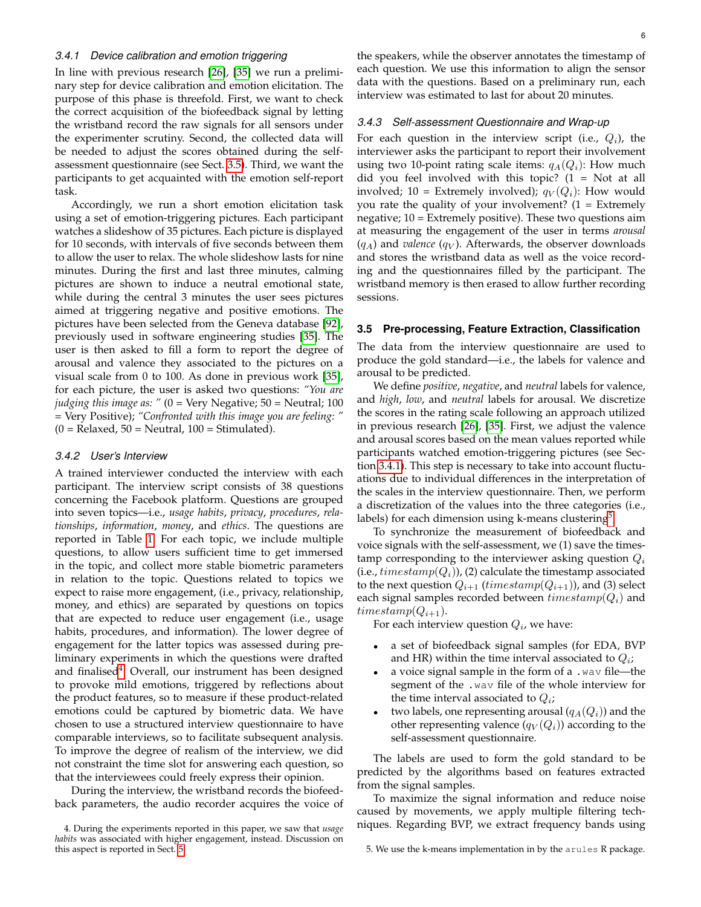#### 3.4.1 Device calibration and emotion triggering

In line with previous research [26], [35] we run a preliminary step for device calibration and emotion elicitation. The purpose of this phase is threefold. First, we want to check the correct acquisition of the biofeedback signal by letting the wristband record the raw signals for all sensors under the experimenter scrutiny. Second, the collected data will be needed to adjust the scores obtained during the self-assessment questionnaire (see Sect. 3.5). Third, we want the participants to get acquainted with the emotion self-report task.

Accordingly, we run a short emotion elicitation task using a set of emotion-triggering pictures. Each participant watches a slideshow of 35 pictures. Each picture is displayed for 10 seconds, with intervals of five seconds between them to allow the user to relax. The whole slideshow lasts for nine minutes. During the first and last three minutes, calming pictures are shown to induce a neutral emotional state, while during the central 3 minutes the user sees pictures aimed at triggering negative and positive emotions. The pictures have been selected from the Geneva database [92], previously used in software engineering studies [35]. The user is then asked to fill a form to report the degree of arousal and valence they associated to the pictures on a visual scale from 0 to 100. As done in previous work [35], for each picture, the user is asked two questions: *"You are judging this image as: "* (0 = Very Negative; 50 = Neutral; 100 = Very Positive); *"Confronted with this image you are feeling: "* (0 = Relaxed, 50 = Neutral, 100 = Stimulated).

#### 3.4.2 User's Interview

A trained interviewer conducted the interview with each participant. The interview script consists of 38 questions concerning the Facebook platform. Questions are grouped into seven topics—i.e., *usage habits*, *privacy*, *procedures*, *relationships*, *information*, *money*, and *ethics*. The questions are reported in Table 1. For each topic, we include multiple questions, to allow users sufficient time to get immersed in the topic, and collect more stable biometric parameters in relation to the topic. Questions related to topics we expect to raise more engagement, (i.e., privacy, relationship, money, and ethics) are separated by questions on topics that are expected to reduce user engagement (i.e., usage habits, procedures, and information). The lower degree of engagement for the latter topics was assessed during preliminary experiments in which the questions were drafted and finalised[4]. Overall, our instrument has been designed to provoke mild emotions, triggered by reflections about the product features, so to measure if these product-related emotions could be captured by biometric data. We have chosen to use a structured interview questionnaire to have comparable interviews, so to facilitate subsequent analysis. To improve the degree of realism of the interview, we did not constraint the time slot for answering each question, so that the interviewees could freely express their opinion.

During the interview, the wristband records the biofeedback parameters, the audio recorder acquires the voice of the speakers, while the observer annotates the timestamp of each question. We use this information to align the sensor data with the questions. Based on a preliminary run, each interview was estimated to last for about 20 minutes.

#### 3.4.3 Self-assessment Questionnaire and Wrap-up

For each question in the interview script (i.e., $Q_i$), the interviewer asks the participant to report their involvement using two 10-point rating scale items: $q_A(Q_i)$: How much did you feel involved with this topic? (1 = Not at all involved; 10 = Extremely involved); $q_V(Q_i)$: How would you rate the quality of your involvement? (1 = Extremely negative; 10 = Extremely positive). These two questions aim at measuring the engagement of the user in terms *arousal* ($q_A$) and *valence* ($q_V$). Afterwards, the observer downloads and stores the wristband data as well as the voice recording and the questionnaires filled by the participant. The wristband memory is then erased to allow further recording sessions.

### 3.5 Pre-processing, Feature Extraction, Classification

The data from the interview questionnaire are used to produce the gold standard—i.e., the labels for valence and arousal to be predicted.

We define *positive*, *negative*, and *neutral* labels for valence, and *high*, *low*, and *neutral* labels for arousal. We discretize the scores in the rating scale following an approach utilized in previous research [26], [35]. First, we adjust the valence and arousal scores based on the mean values reported while participants watched emotion-triggering pictures (see Section 3.4.1). This step is necessary to take into account fluctuations due to individual differences in the interpretation of the scales in the interview questionnaire. Then, we perform a discretization of the values into the three categories (i.e., labels) for each dimension using k-means clustering[5].

To synchronize the measurement of biofeedback and voice signals with the self-assessment, we (1) save the timestamp corresponding to the interviewer asking question $Q_i$ (i.e., $timestamp(Q_i)$), (2) calculate the timestamp associated to the next question $Q_{i+1}$ ($timestamp(Q_{i+1})$), and (3) select each signal samples recorded between $timestamp(Q_i)$ and $timestamp(Q_{i+1})$.

For each interview question $Q_i$, we have:

- a set of biofeedback signal samples (for EDA, BVP and HR) within the time interval associated to $Q_i$;
- a voice signal sample in the form of a `.wav` file—the segment of the `.wav` file of the whole interview for the time interval associated to $Q_i$;
- two labels, one representing arousal ($q_A(Q_i)$) and the other representing valence ($q_V(Q_i)$) according to the self-assessment questionnaire.

The labels are used to form the gold standard to be predicted by the algorithms based on features extracted from the signal samples.

To maximize the signal information and reduce noise caused by movements, we apply multiple filtering techniques. Regarding BVP, we extract frequency bands using

4. During the experiments reported in this paper, we saw that *usage habits* was associated with higher engagement, instead. Discussion on this aspect is reported in Sect. 5.

5. We use the k-means implementation in by the `arules` R package.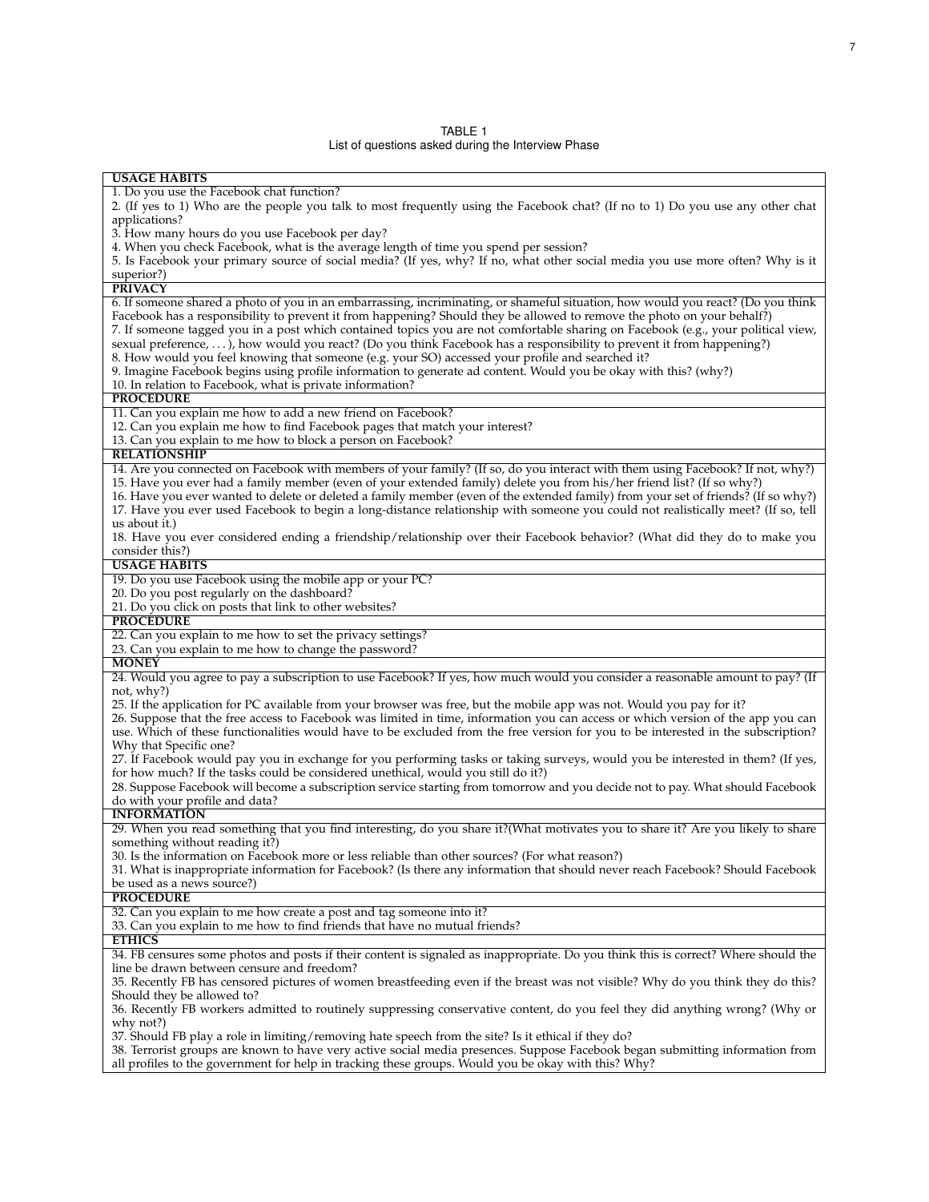TABLE 1
List of questions asked during the Interview Phase

| USAGE HABITS |
|---|
| 1. Do you use the Facebook chat function? |
| 2. (If yes to 1) Who are the people you talk to most frequently using the Facebook chat? (If no to 1) Do you use any other chat applications? |
| 3. How many hours do you use Facebook per day? |
| 4. When you check Facebook, what is the average length of time you spend per session? |
| 5. Is Facebook your primary source of social media? (If yes, why? If no, what other social media you use more often? Why is it superior?) |
| **PRIVACY** |
| 6. If someone shared a photo of you in an embarrassing, incriminating, or shameful situation, how would you react? (Do you think Facebook has a responsibility to prevent it from happening? Should they be allowed to remove the photo on your behalf?) |
| 7. If someone tagged you in a post which contained topics you are not comfortable sharing on Facebook (e.g., your political view, sexual preference, . . . ), how would you react? (Do you think Facebook has a responsibility to prevent it from happening?) |
| 8. How would you feel knowing that someone (e.g. your SO) accessed your profile and searched it? |
| 9. Imagine Facebook begins using profile information to generate ad content. Would you be okay with this? (why?) |
| 10. In relation to Facebook, what is private information? |
| **PROCEDURE** |
| 11. Can you explain me how to add a new friend on Facebook? |
| 12. Can you explain me how to find Facebook pages that match your interest? |
| 13. Can you explain to me how to block a person on Facebook? |
| **RELATIONSHIP** |
| 14. Are you connected on Facebook with members of your family? (If so, do you interact with them using Facebook? If not, why?) |
| 15. Have you ever had a family member (even of your extended family) delete you from his/her friend list? (If so why?) |
| 16. Have you ever wanted to delete or deleted a family member (even of the extended family) from your set of friends? (If so why?) |
| 17. Have you ever used Facebook to begin a long-distance relationship with someone you could not realistically meet? (If so, tell us about it.) |
| 18. Have you ever considered ending a friendship/relationship over their Facebook behavior? (What did they do to make you consider this?) |
| **USAGE HABITS** |
| 19. Do you use Facebook using the mobile app or your PC? |
| 20. Do you post regularly on the dashboard? |
| 21. Do you click on posts that link to other websites? |
| **PROCEDURE** |
| 22. Can you explain to me how to set the privacy settings? |
| 23. Can you explain to me how to change the password? |
| **MONEY** |
| 24. Would you agree to pay a subscription to use Facebook? If yes, how much would you consider a reasonable amount to pay? (If not, why?) |
| 25. If the application for PC available from your browser was free, but the mobile app was not. Would you pay for it? |
| 26. Suppose that the free access to Facebook was limited in time, information you can access or which version of the app you can use. Which of these functionalities would have to be excluded from the free version for you to be interested in the subscription? Why that Specific one? |
| 27. If Facebook would pay you in exchange for you performing tasks or taking surveys, would you be interested in them? (If yes, for how much? If the tasks could be considered unethical, would you still do it?) |
| 28. Suppose Facebook will become a subscription service starting from tomorrow and you decide not to pay. What should Facebook do with your profile and data? |
| **INFORMATION** |
| 29. When you read something that you find interesting, do you share it?(What motivates you to share it? Are you likely to share something without reading it?) |
| 30. Is the information on Facebook more or less reliable than other sources? (For what reason?) |
| 31. What is inappropriate information for Facebook? (Is there any information that should never reach Facebook? Should Facebook be used as a news source?) |
| **PROCEDURE** |
| 32. Can you explain to me how create a post and tag someone into it? |
| 33. Can you explain to me how to find friends that have no mutual friends? |
| **ETHICS** |
| 34. FB censures some photos and posts if their content is signaled as inappropriate. Do you think this is correct? Where should the line be drawn between censure and freedom? |
| 35. Recently FB has censored pictures of women breastfeeding even if the breast was not visible? Why do you think they do this? Should they be allowed to? |
| 36. Recently FB workers admitted to routinely suppressing conservative content, do you feel they did anything wrong? (Why or why not?) |
| 37. Should FB play a role in limiting/removing hate speech from the site? Is it ethical if they do? |
| 38. Terrorist groups are known to have very active social media presences. Suppose Facebook began submitting information from all profiles to the government for help in tracking these groups. Would you be okay with this? Why? |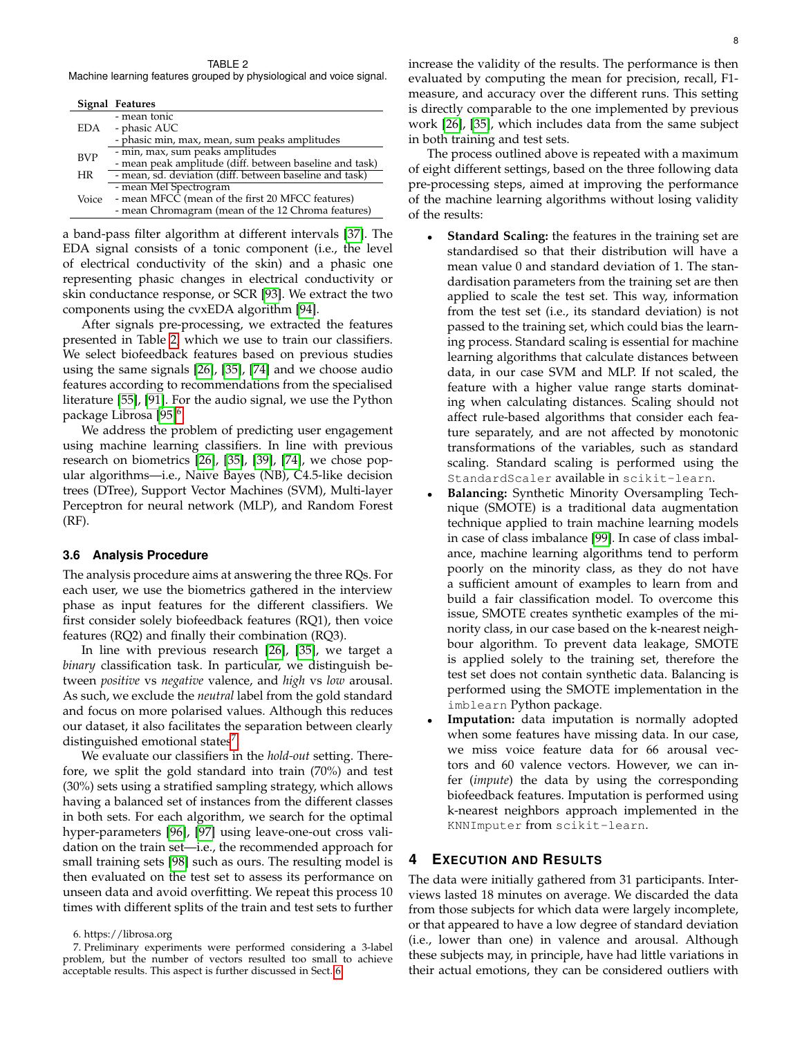TABLE 2
Machine learning features grouped by physiological and voice signal.

| Signal | Features |
|---|---|
| EDA | - mean tonic |
| | - phasic AUC |
| | - phasic min, max, mean, sum peaks amplitudes |
| BVP | - min, max, sum peaks amplitudes |
| | - mean peak amplitude (diff. between baseline and task) |
| HR | - mean, sd. deviation (diff. between baseline and task) |
| Voice | - mean Mel Spectrogram |
| | - mean MFCC (mean of the first 20 MFCC features) |
| | - mean Chromagram (mean of the 12 Chroma features) |

a band-pass filter algorithm at different intervals [37]. The EDA signal consists of a tonic component (i.e., the level of electrical conductivity of the skin) and a phasic one representing phasic changes in electrical conductivity or skin conductance response, or SCR [93]. We extract the two components using the cvxEDA algorithm [94].

After signals pre-processing, we extracted the features presented in Table 2, which we use to train our classifiers. We select biofeedback features based on previous studies using the same signals [26], [35], [74] and we choose audio features according to recommendations from the specialised literature [55], [91]. For the audio signal, we use the Python package Librosa [95][6].

We address the problem of predicting user engagement using machine learning classifiers. In line with previous research on biometrics [26], [35], [39], [74], we chose popular algorithms—i.e., Naive Bayes (NB), C4.5-like decision trees (DTree), Support Vector Machines (SVM), Multi-layer Perceptron for neural network (MLP), and Random Forest (RF).

### 3.6 Analysis Procedure

The analysis procedure aims at answering the three RQs. For each user, we use the biometrics gathered in the interview phase as input features for the different classifiers. We first consider solely biofeedback features (RQ1), then voice features (RQ2) and finally their combination (RQ3).

In line with previous research [26], [35], we target a *binary* classification task. In particular, we distinguish between *positive* vs *negative* valence, and *high* vs *low* arousal. As such, we exclude the *neutral* label from the gold standard and focus on more polarised values. Although this reduces our dataset, it also facilitates the separation between clearly distinguished emotional states[7].

We evaluate our classifiers in the *hold-out* setting. Therefore, we split the gold standard into train (70%) and test (30%) sets using a stratified sampling strategy, which allows having a balanced set of instances from the different classes in both sets. For each algorithm, we search for the optimal hyper-parameters [96], [97] using leave-one-out cross validation on the train set—i.e., the recommended approach for small training sets [98] such as ours. The resulting model is then evaluated on the test set to assess its performance on unseen data and avoid overfitting. We repeat this process 10 times with different splits of the train and test sets to further increase the validity of the results. The performance is then evaluated by computing the mean for precision, recall, F1-measure, and accuracy over the different runs. This setting is directly comparable to the one implemented by previous work [26], [35], which includes data from the same subject in both training and test sets.

The process outlined above is repeated with a maximum of eight different settings, based on the three following data pre-processing steps, aimed at improving the performance of the machine learning algorithms without losing validity of the results:

- **Standard Scaling:** the features in the training set are standardised so that their distribution will have a mean value 0 and standard deviation of 1. The standardisation parameters from the training set are then applied to scale the test set. This way, information from the test set (i.e., its standard deviation) is not passed to the training set, which could bias the learning process. Standard scaling is essential for machine learning algorithms that calculate distances between data, in our case SVM and MLP. If not scaled, the feature with a higher value range starts dominating when calculating distances. Scaling should not affect rule-based algorithms that consider each feature separately, and are not affected by monotonic transformations of the variables, such as standard scaling. Standard scaling is performed using the `StandardScaler` available in `scikit-learn`.
- **Balancing:** Synthetic Minority Oversampling Technique (SMOTE) is a traditional data augmentation technique applied to train machine learning models in case of class imbalance [99]. In case of class imbalance, machine learning algorithms tend to perform poorly on the minority class, as they do not have a sufficient amount of examples to learn from and build a fair classification model. To overcome this issue, SMOTE creates synthetic examples of the minority class, in our case based on the k-nearest neighbour algorithm. To prevent data leakage, SMOTE is applied solely to the training set, therefore the test set does not contain synthetic data. Balancing is performed using the SMOTE implementation in the `imblearn` Python package.
- **Imputation:** data imputation is normally adopted when some features have missing data. In our case, we miss voice feature data for 66 arousal vectors and 60 valence vectors. However, we can infer (*impute*) the data by using the corresponding biofeedback features. Imputation is performed using k-nearest neighbors approach implemented in the `KNNImputer` from `scikit-learn`.

## 4 Execution and Results

The data were initially gathered from 31 participants. Interviews lasted 18 minutes on average. We discarded the data from those subjects for which data were largely incomplete, or that appeared to have a low degree of standard deviation (i.e., lower than one) in valence and arousal. Although these subjects may, in principle, have had little variations in their actual emotions, they can be considered outliers with

6. https://librosa.org

7. Preliminary experiments were performed considering a 3-label problem, but the number of vectors resulted too small to achieve acceptable results. This aspect is further discussed in Sect. 6.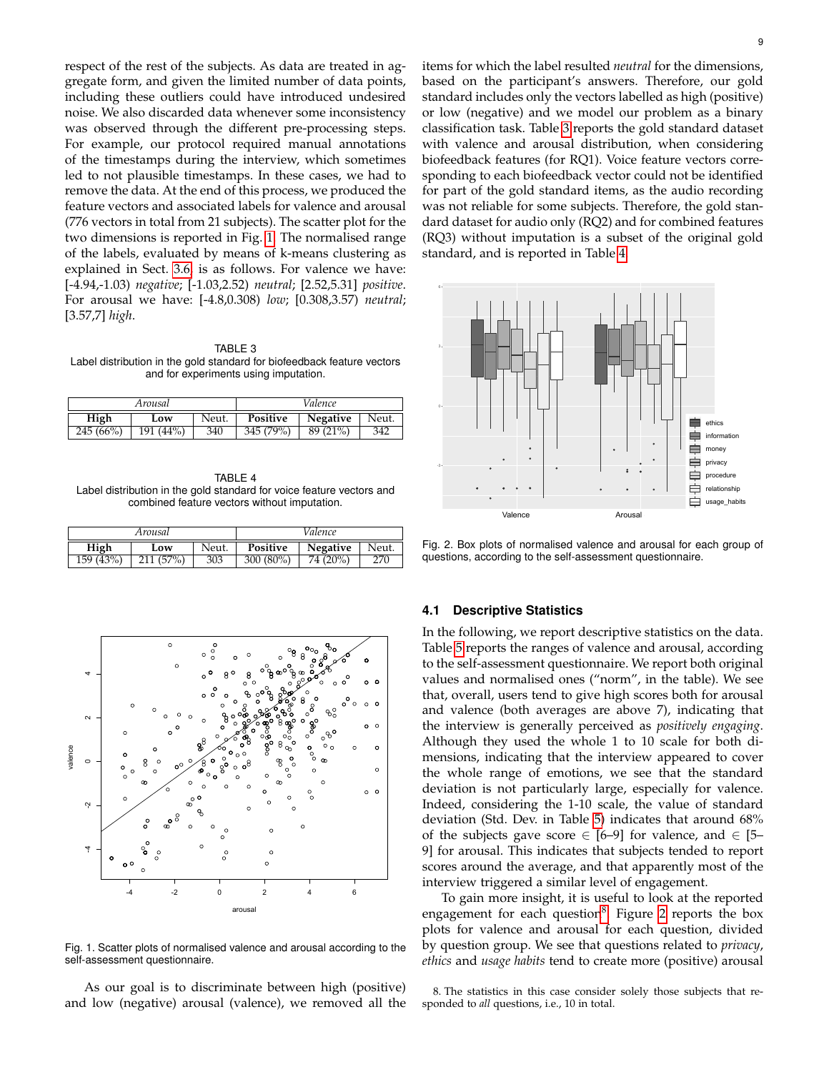respect of the rest of the subjects. As data are treated in aggregate form, and given the limited number of data points, including these outliers could have introduced undesired noise. We also discarded data whenever some inconsistency was observed through the different pre-processing steps. For example, our protocol required manual annotations of the timestamps during the interview, which sometimes led to not plausible timestamps. In these cases, we had to remove the data. At the end of this process, we produced the feature vectors and associated labels for valence and arousal (776 vectors in total from 21 subjects). The scatter plot for the two dimensions is reported in Fig. 1. The normalised range of the labels, evaluated by means of k-means clustering as explained in Sect. 3.6, is as follows. For valence we have: [-4.94,-1.03) *negative*; [-1.03,2.52) *neutral*; [2.52,5.31] *positive*. For arousal we have: [-4.8,0.308) *low*; [0.308,3.57) *neutral*; [3.57,7] *high*.

TABLE 3
Label distribution in the gold standard for biofeedback feature vectors and for experiments using imputation.

| *Arousal* | | | *Valence* | | |
|---|---|---|---|---|---|
| **High** | **Low** | Neut. | **Positive** | **Negative** | Neut. |
| 245 (66%) | 191 (44%) | 340 | 345 (79%) | 89 (21%) | 342 |

TABLE 4
Label distribution in the gold standard for voice feature vectors and combined feature vectors without imputation.

| *Arousal* | | | *Valence* | | |
|---|---|---|---|---|---|
| **High** | **Low** | Neut. | **Positive** | **Negative** | Neut. |
| 159 (43%) | 211 (57%) | 303 | 300 (80%) | 74 (20%) | 270 |

Fig. 1. Scatter plots of normalised valence and arousal according to the self-assessment questionnaire.

As our goal is to discriminate between high (positive) and low (negative) arousal (valence), we removed all the items for which the label resulted *neutral* for the dimensions, based on the participant's answers. Therefore, our gold standard includes only the vectors labelled as high (positive) or low (negative) and we model our problem as a binary classification task. Table 3 reports the gold standard dataset with valence and arousal distribution, when considering biofeedback features (for RQ1). Voice feature vectors corresponding to each biofeedback vector could not be identified for part of the gold standard items, as the audio recording was not reliable for some subjects. Therefore, the gold standard dataset for audio only (RQ2) and for combined features (RQ3) without imputation is a subset of the original gold standard, and is reported in Table 4.

Fig. 2. Box plots of normalised valence and arousal for each group of questions, according to the self-assessment questionnaire.

### 4.1 Descriptive Statistics

In the following, we report descriptive statistics on the data. Table 5 reports the ranges of valence and arousal, according to the self-assessment questionnaire. We report both original values and normalised ones ("norm", in the table). We see that, overall, users tend to give high scores both for arousal and valence (both averages are above 7), indicating that the interview is generally perceived as *positively engaging*. Although they used the whole 1 to 10 scale for both dimensions, indicating that the interview appeared to cover the whole range of emotions, we see that the standard deviation is not particularly large, especially for valence. Indeed, considering the 1-10 scale, the value of standard deviation (Std. Dev. in Table 5) indicates that around 68% of the subjects gave score ∈ [6–9] for valence, and ∈ [5–9] for arousal. This indicates that subjects tended to report scores around the average, and that apparently most of the interview triggered a similar level of engagement.

To gain more insight, it is useful to look at the reported engagement for each question[8]. Figure 2 reports the box plots for valence and arousal for each question, divided by question group. We see that questions related to *privacy*, *ethics* and *usage habits* tend to create more (positive) arousal

8. The statistics in this case consider solely those subjects that responded to *all* questions, i.e., 10 in total.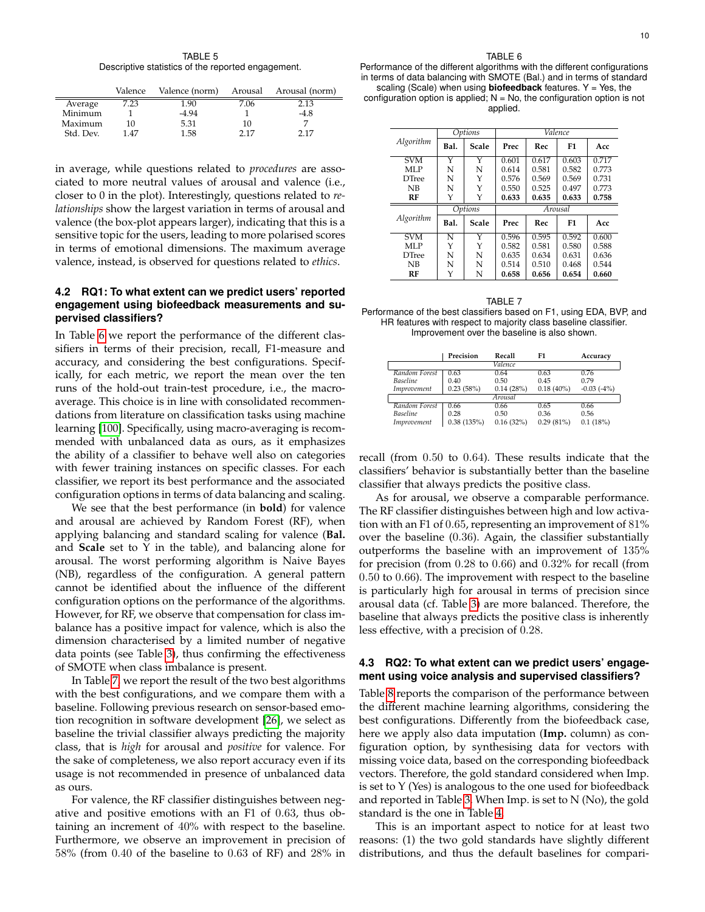TABLE 5
Descriptive statistics of the reported engagement.

| | Valence | Valence (norm) | Arousal | Arousal (norm) |
|---|---|---|---|---|
| Average | 7.23 | 1.90 | 7.06 | 2.13 |
| Minimum | 1 | -4.94 | 1 | -4.8 |
| Maximum | 10 | 5.31 | 10 | 7 |
| Std. Dev. | 1.47 | 1.58 | 2.17 | 2.17 |

in average, while questions related to *procedures* are associated to more neutral values of arousal and valence (i.e., closer to 0 in the plot). Interestingly, questions related to *relationships* show the largest variation in terms of arousal and valence (the box-plot appears larger), indicating that this is a sensitive topic for the users, leading to more polarised scores in terms of emotional dimensions. The maximum average valence, instead, is observed for questions related to *ethics*.

### 4.2 RQ1: To what extent can we predict users' reported engagement using biofeedback measurements and supervised classifiers?

In Table 6 we report the performance of the different classifiers in terms of their precision, recall, F1-measure and accuracy, and considering the best configurations. Specifically, for each metric, we report the mean over the ten runs of the hold-out train-test procedure, i.e., the macro-average. This choice is in line with consolidated recommendations from literature on classification tasks using machine learning [100]. Specifically, using macro-averaging is recommended with unbalanced data as ours, as it emphasizes the ability of a classifier to behave well also on categories with fewer training instances on specific classes. For each classifier, we report its best performance and the associated configuration options in terms of data balancing and scaling.

We see that the best performance (in **bold**) for valence and arousal are achieved by Random Forest (RF), when applying balancing and standard scaling for valence (**Bal.** and **Scale** set to Y in the table), and balancing alone for arousal. The worst performing algorithm is Naive Bayes (NB), regardless of the configuration. A general pattern cannot be identified about the influence of the different configuration options on the performance of the algorithms. However, for RF, we observe that compensation for class imbalance has a positive impact for valence, which is also the dimension characterised by a limited number of negative data points (see Table 3), thus confirming the effectiveness of SMOTE when class imbalance is present.

In Table 7, we report the result of the two best algorithms with the best configurations, and we compare them with a baseline. Following previous research on sensor-based emotion recognition in software development [26], we select as baseline the trivial classifier always predicting the majority class, that is *high* for arousal and *positive* for valence. For the sake of completeness, we also report accuracy even if its usage is not recommended in presence of unbalanced data as ours.

For valence, the RF classifier distinguishes between negative and positive emotions with an F1 of 0.63, thus obtaining an increment of 40% with respect to the baseline. Furthermore, we observe an improvement in precision of 58% (from 0.40 of the baseline to 0.63 of RF) and 28% in recall (from 0.50 to 0.64). These results indicate that the classifiers' behavior is substantially better than the baseline classifier that always predicts the positive class.

As for arousal, we observe a comparable performance. The RF classifier distinguishes between high and low activation with an F1 of 0.65, representing an improvement of 81% over the baseline (0.36). Again, the classifier substantially outperforms the baseline with an improvement of 135% for precision (from 0.28 to 0.66) and 0.32% for recall (from 0.50 to 0.66). The improvement with respect to the baseline is particularly high for arousal in terms of precision since arousal data (cf. Table 3) are more balanced. Therefore, the baseline that always predicts the positive class is inherently less effective, with a precision of 0.28.

TABLE 6
Performance of the different algorithms with the different configurations in terms of data balancing with SMOTE (Bal.) and in terms of standard scaling (Scale) when using **biofeedback** features. Y = Yes, the configuration option is applied; N = No, the configuration option is not applied.

| Algorithm | *Options* | | *Valence* | | | |
|---|---|---|---|---|---|---|
| | **Bal.** | **Scale** | **Prec** | **Rec** | **F1** | **Acc** |
| SVM | Y | Y | 0.601 | 0.617 | 0.603 | 0.717 |
| MLP | N | N | 0.614 | 0.581 | 0.582 | 0.773 |
| DTree | N | Y | 0.576 | 0.569 | 0.569 | 0.731 |
| NB | N | Y | 0.550 | 0.525 | 0.497 | 0.773 |
| **RF** | Y | Y | **0.633** | **0.635** | **0.633** | **0.758** |
| **Algorithm** | ***Options*** | | ***Arousal*** | | | |
| | **Bal.** | **Scale** | **Prec** | **Rec** | **F1** | **Acc** |
| SVM | N | Y | 0.596 | 0.595 | 0.592 | 0.600 |
| MLP | Y | Y | 0.582 | 0.581 | 0.580 | 0.588 |
| DTree | N | N | 0.635 | 0.634 | 0.631 | 0.636 |
| NB | N | N | 0.514 | 0.510 | 0.468 | 0.544 |
| **RF** | Y | N | **0.658** | **0.656** | **0.654** | **0.660** |

TABLE 7
Performance of the best classifiers based on F1, using EDA, BVP, and HR features with respect to majority class baseline classifier. Improvement over the baseline is also shown.

| | Precision | Recall | F1 | Accuracy |
|---|---|---|---|---|
| | | *Valence* | | |
| *Random Forest* | 0.63 | 0.64 | 0.63 | 0.76 |
| *Baseline* | 0.40 | 0.50 | 0.45 | 0.79 |
| *Improvement* | 0.23 (58%) | 0.14 (28%) | 0.18 (40%) | -0.03 (-4%) |
| | | *Arousal* | | |
| *Random Forest* | 0.66 | 0.66 | 0.65 | 0.66 |
| *Baseline* | 0.28 | 0.50 | 0.36 | 0.56 |
| *Improvement* | 0.38 (135%) | 0.16 (32%) | 0.29 (81%) | 0.1 (18%) |

### 4.3 RQ2: To what extent can we predict users' engagement using voice analysis and supervised classifiers?

Table 8 reports the comparison of the performance between the different machine learning algorithms, considering the best configurations. Differently from the biofeedback case, here we apply also data imputation (**Imp.** column) as configuration option, by synthesising data for vectors with missing voice data, based on the corresponding biofeedback vectors. Therefore, the gold standard considered when Imp. is set to Y (Yes) is analogous to the one used for biofeedback and reported in Table 3. When Imp. is set to N (No), the gold standard is the one in Table 4.

This is an important aspect to notice for at least two reasons: (1) the two gold standards have slightly different distributions, and thus the default baselines for compari-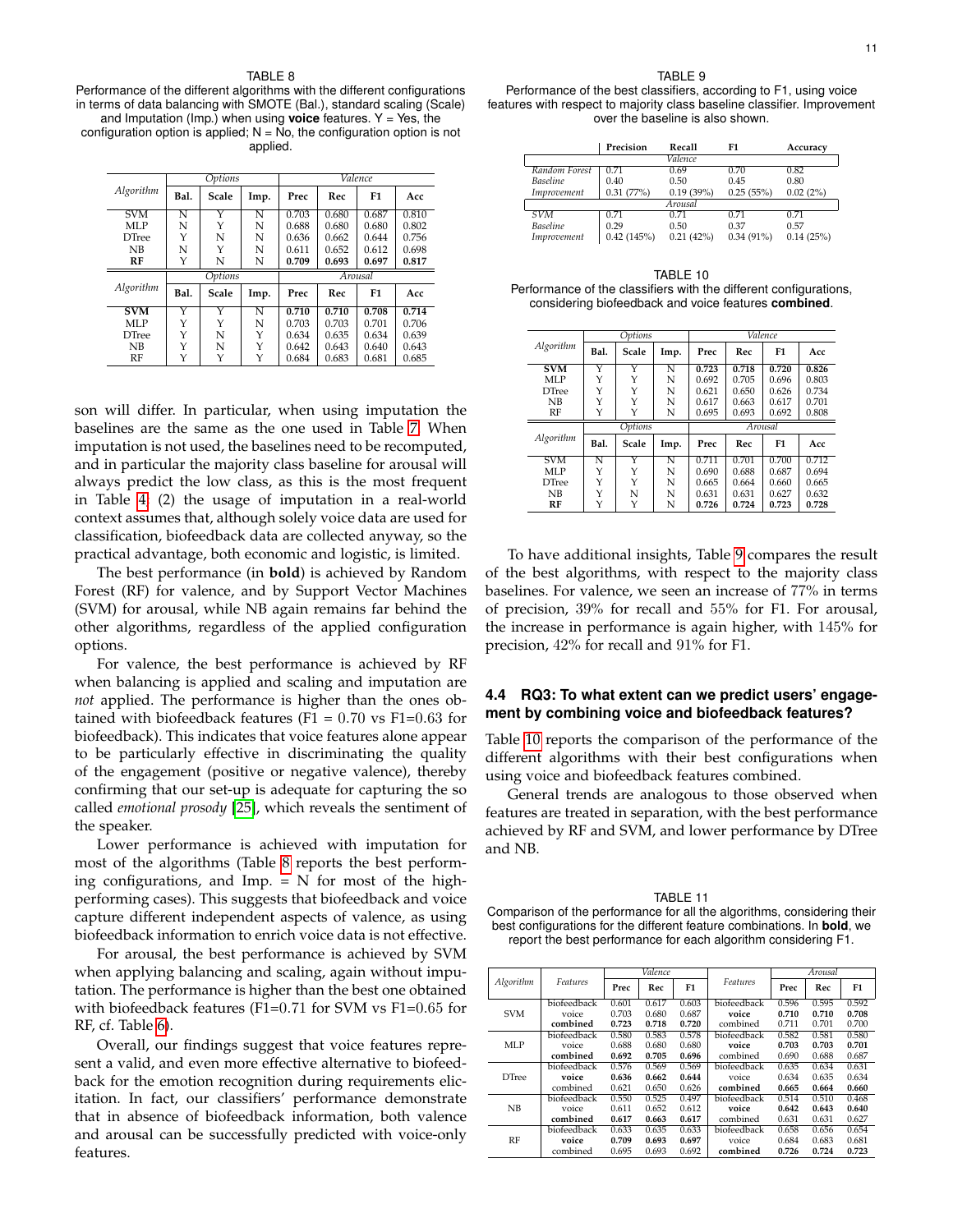TABLE 8
Performance of the different algorithms with the different configurations in terms of data balancing with SMOTE (Bal.), standard scaling (Scale) and Imputation (Imp.) when using **voice** features. Y = Yes, the configuration option is applied; N = No, the configuration option is not applied.

| Algorithm | Options | | | Valence | | | |
|---|---|---|---|---|---|---|---|
| | Bal. | Scale | Imp. | Prec | Rec | F1 | Acc |
| SVM | N | Y | N | 0.703 | 0.680 | 0.687 | 0.810 |
| MLP | N | Y | N | 0.688 | 0.680 | 0.680 | 0.802 |
| DTree | Y | N | N | 0.636 | 0.662 | 0.644 | 0.756 |
| NB | N | Y | N | 0.611 | 0.652 | 0.612 | 0.698 |
| **RF** | Y | N | N | **0.709** | **0.693** | **0.697** | **0.817** |
| **Algorithm** | **Options** | | | **Arousal** | | | |
| | Bal. | Scale | Imp. | Prec | Rec | F1 | Acc |
| **SVM** | Y | Y | N | **0.710** | **0.710** | **0.708** | **0.714** |
| MLP | Y | Y | N | 0.703 | 0.703 | 0.701 | 0.706 |
| DTree | Y | N | Y | 0.634 | 0.635 | 0.634 | 0.639 |
| NB | Y | N | Y | 0.642 | 0.643 | 0.640 | 0.643 |
| RF | Y | Y | Y | 0.684 | 0.683 | 0.681 | 0.685 |

son will differ. In particular, when using imputation the baselines are the same as the one used in Table 7. When imputation is not used, the baselines need to be recomputed, and in particular the majority class baseline for arousal will always predict the low class, as this is the most frequent in Table 4; (2) the usage of imputation in a real-world context assumes that, although solely voice data are used for classification, biofeedback data are collected anyway, so the practical advantage, both economic and logistic, is limited.

The best performance (in **bold**) is achieved by Random Forest (RF) for valence, and by Support Vector Machines (SVM) for arousal, while NB again remains far behind the other algorithms, regardless of the applied configuration options.

For valence, the best performance is achieved by RF when balancing is applied and scaling and imputation are *not* applied. The performance is higher than the ones obtained with biofeedback features (F1 = 0.70 vs F1=0.63 for biofeedback). This indicates that voice features alone appear to be particularly effective in discriminating the quality of the engagement (positive or negative valence), thereby confirming that our set-up is adequate for capturing the so called *emotional prosody* [25], which reveals the sentiment of the speaker.

Lower performance is achieved with imputation for most of the algorithms (Table 8 reports the best performing configurations, and Imp. = N for most of the high-performing cases). This suggests that biofeedback and voice capture different independent aspects of valence, as using biofeedback information to enrich voice data is not effective.

For arousal, the best performance is achieved by SVM when applying balancing and scaling, again without imputation. The performance is higher than the best one obtained with biofeedback features (F1=0.71 for SVM vs F1=0.65 for RF, cf. Table 6).

Overall, our findings suggest that voice features represent a valid, and even more effective alternative to biofeedback for the emotion recognition during requirements elicitation. In fact, our classifiers' performance demonstrate that in absence of biofeedback information, both valence and arousal can be successfully predicted with voice-only features.

TABLE 9
Performance of the best classifiers, according to F1, using voice features with respect to majority class baseline classifier. Improvement over the baseline is also shown.

| | Precision | Recall | F1 | Accuracy |
|---|---|---|---|---|
| *Valence* | | | | |
| *Random Forest* | 0.71 | 0.69 | 0.70 | 0.82 |
| *Baseline* | 0.40 | 0.50 | 0.45 | 0.80 |
| *Improvement* | 0.31 (77%) | 0.19 (39%) | 0.25 (55%) | 0.02 (2%) |
| *Arousal* | | | | |
| *SVM* | 0.71 | 0.71 | 0.71 | 0.71 |
| *Baseline* | 0.29 | 0.50 | 0.37 | 0.57 |
| *Improvement* | 0.42 (145%) | 0.21 (42%) | 0.34 (91%) | 0.14 (25%) |

TABLE 10
Performance of the classifiers with the different configurations, considering biofeedback and voice features **combined**.

| Algorithm | Options | | | Valence | | | |
|---|---|---|---|---|---|---|---|
| | Bal. | Scale | Imp. | Prec | Rec | F1 | Acc |
| **SVM** | Y | Y | N | **0.723** | **0.718** | **0.720** | **0.826** |
| MLP | Y | Y | N | 0.692 | 0.705 | 0.696 | 0.803 |
| DTree | Y | Y | N | 0.621 | 0.650 | 0.626 | 0.734 |
| NB | Y | Y | N | 0.617 | 0.663 | 0.617 | 0.701 |
| RF | Y | Y | N | 0.695 | 0.693 | 0.692 | 0.808 |
| **Algorithm** | **Options** | | | **Arousal** | | | |
| | Bal. | Scale | Imp. | Prec | Rec | F1 | Acc |
| SVM | N | Y | N | 0.711 | 0.701 | 0.700 | 0.712 |
| MLP | Y | Y | N | 0.690 | 0.688 | 0.687 | 0.694 |
| DTree | Y | Y | N | 0.665 | 0.664 | 0.660 | 0.665 |
| NB | Y | N | N | 0.631 | 0.631 | 0.627 | 0.632 |
| **RF** | Y | Y | N | **0.726** | **0.724** | **0.723** | **0.728** |

To have additional insights, Table 9 compares the result of the best algorithms, with respect to the majority class baselines. For valence, we seen an increase of 77% in terms of precision, 39% for recall and 55% for F1. For arousal, the increase in performance is again higher, with 145% for precision, 42% for recall and 91% for F1.

### 4.4 RQ3: To what extent can we predict users' engagement by combining voice and biofeedback features?

Table 10 reports the comparison of the performance of the different algorithms with their best configurations when using voice and biofeedback features combined.

General trends are analogous to those observed when features are treated in separation, with the best performance achieved by RF and SVM, and lower performance by DTree and NB.

TABLE 11
Comparison of the performance for all the algorithms, considering their best configurations for the different feature combinations. In **bold**, we report the best performance for each algorithm considering F1.

| Algorithm | Features | Valence Prec | Valence Rec | Valence F1 | Features | Arousal Prec | Arousal Rec | Arousal F1 |
|---|---|---|---|---|---|---|---|---|
| SVM | biofeedback | 0.601 | 0.617 | 0.603 | biofeedback | 0.596 | 0.595 | 0.592 |
| | voice | 0.703 | 0.680 | 0.687 | **voice** | **0.710** | **0.710** | **0.708** |
| | **combined** | **0.723** | **0.718** | **0.720** | combined | 0.711 | 0.701 | 0.700 |
| MLP | biofeedback | 0.580 | 0.583 | 0.578 | biofeedback | 0.582 | 0.581 | 0.580 |
| | voice | 0.688 | 0.680 | 0.680 | **voice** | **0.703** | **0.703** | **0.701** |
| | **combined** | **0.692** | **0.705** | **0.696** | combined | 0.690 | 0.688 | 0.687 |
| DTree | biofeedback | 0.576 | 0.569 | 0.569 | biofeedback | 0.635 | 0.634 | 0.631 |
| | **voice** | **0.636** | **0.662** | **0.644** | voice | 0.634 | 0.635 | 0.634 |
| | combined | 0.621 | 0.650 | 0.626 | **combined** | **0.665** | **0.664** | **0.660** |
| NB | biofeedback | 0.550 | 0.525 | 0.497 | biofeedback | 0.514 | 0.510 | 0.468 |
| | voice | 0.611 | 0.652 | 0.612 | **voice** | **0.642** | **0.643** | **0.640** |
| | **combined** | **0.617** | **0.663** | **0.617** | combined | 0.631 | 0.631 | 0.627 |
| RF | biofeedback | 0.633 | 0.635 | 0.633 | biofeedback | 0.658 | 0.656 | 0.654 |
| | **voice** | **0.709** | **0.693** | **0.697** | voice | 0.684 | 0.683 | 0.681 |
| | combined | 0.695 | 0.693 | 0.692 | **combined** | **0.726** | **0.724** | **0.723** |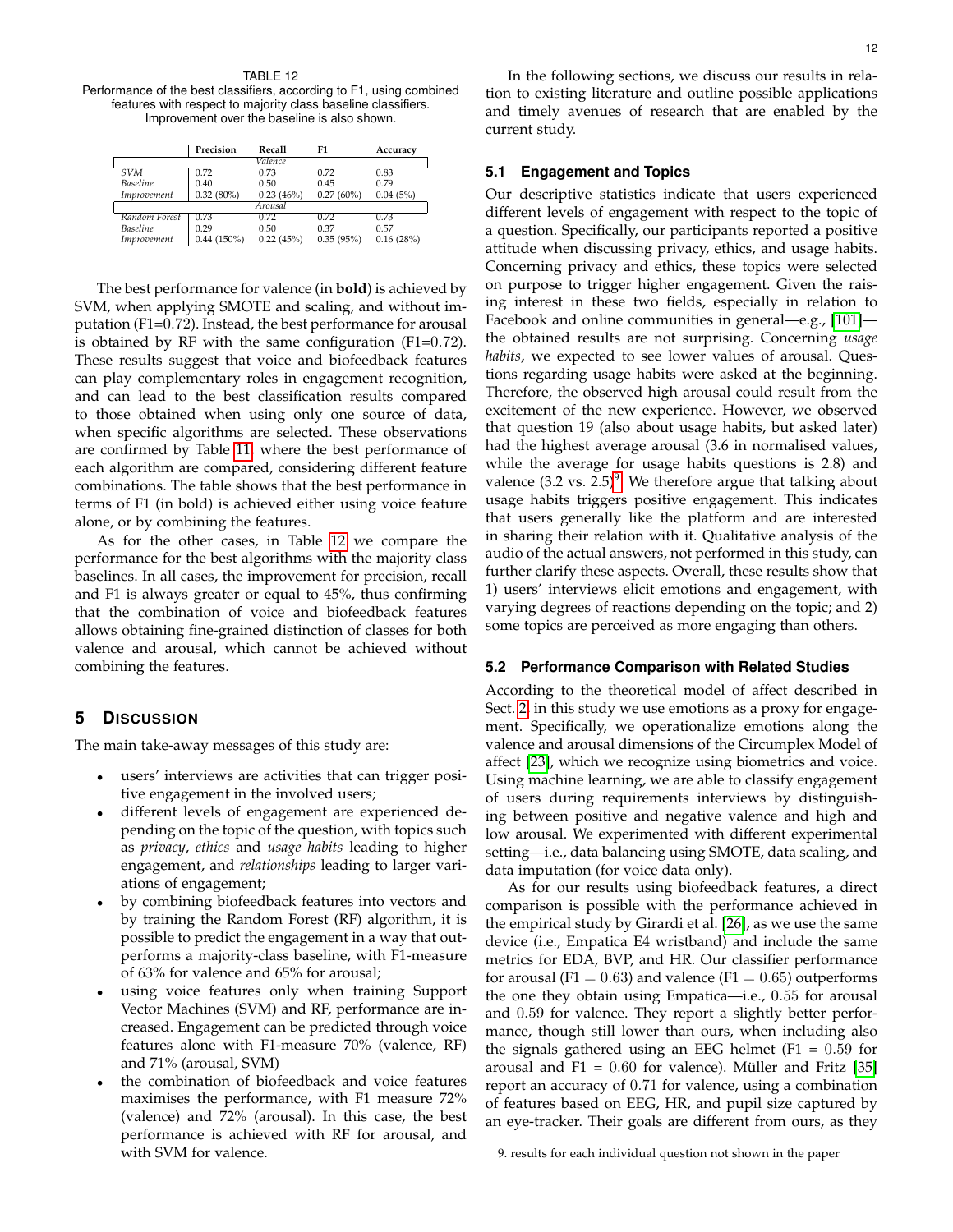TABLE 12
Performance of the best classifiers, according to F1, using combined features with respect to majority class baseline classifiers. Improvement over the baseline is also shown.

| | Precision | Recall | F1 | Accuracy |
|---|---|---|---|---|
| | | *Valence* | | |
| *SVM* | 0.72 | 0.73 | 0.72 | 0.83 |
| *Baseline* | 0.40 | 0.50 | 0.45 | 0.79 |
| *Improvement* | 0.32 (80%) | 0.23 (46%) | 0.27 (60%) | 0.04 (5%) |
| | | *Arousal* | | |
| *Random Forest* | 0.73 | 0.72 | 0.72 | 0.73 |
| *Baseline* | 0.29 | 0.50 | 0.37 | 0.57 |
| *Improvement* | 0.44 (150%) | 0.22 (45%) | 0.35 (95%) | 0.16 (28%) |

The best performance for valence (in **bold**) is achieved by SVM, when applying SMOTE and scaling, and without imputation (F1=0.72). Instead, the best performance for arousal is obtained by RF with the same configuration (F1=0.72). These results suggest that voice and biofeedback features can play complementary roles in engagement recognition, and can lead to the best classification results compared to those obtained when using only one source of data, when specific algorithms are selected. These observations are confirmed by Table 11, where the best performance of each algorithm are compared, considering different feature combinations. The table shows that the best performance in terms of F1 (in bold) is achieved either using voice feature alone, or by combining the features.

As for the other cases, in Table 12 we compare the performance for the best algorithms with the majority class baselines. In all cases, the improvement for precision, recall and F1 is always greater or equal to 45%, thus confirming that the combination of voice and biofeedback features allows obtaining fine-grained distinction of classes for both valence and arousal, which cannot be achieved without combining the features.

## 5 Discussion

The main take-away messages of this study are:

- users' interviews are activities that can trigger positive engagement in the involved users;
- different levels of engagement are experienced depending on the topic of the question, with topics such as *privacy*, *ethics* and *usage habits* leading to higher engagement, and *relationships* leading to larger variations of engagement;
- by combining biofeedback features into vectors and by training the Random Forest (RF) algorithm, it is possible to predict the engagement in a way that outperforms a majority-class baseline, with F1-measure of 63% for valence and 65% for arousal;
- using voice features only when training Support Vector Machines (SVM) and RF, performance are increased. Engagement can be predicted through voice features alone with F1-measure 70% (valence, RF) and 71% (arousal, SVM)
- the combination of biofeedback and voice features maximises the performance, with F1 measure 72% (valence) and 72% (arousal). In this case, the best performance is achieved with RF for arousal, and with SVM for valence.

In the following sections, we discuss our results in relation to existing literature and outline possible applications and timely avenues of research that are enabled by the current study.

### 5.1 Engagement and Topics

Our descriptive statistics indicate that users experienced different levels of engagement with respect to the topic of a question. Specifically, our participants reported a positive attitude when discussing privacy, ethics, and usage habits. Concerning privacy and ethics, these topics were selected on purpose to trigger higher engagement. Given the raising interest in these two fields, especially in relation to Facebook and online communities in general—e.g., [101]—the obtained results are not surprising. Concerning *usage habits*, we expected to see lower values of arousal. Questions regarding usage habits were asked at the beginning. Therefore, the observed high arousal could result from the excitement of the new experience. However, we observed that question 19 (also about usage habits, but asked later) had the highest average arousal (3.6 in normalised values, while the average for usage habits questions is 2.8) and valence (3.2 vs. 2.5)[9]. We therefore argue that talking about usage habits triggers positive engagement. This indicates that users generally like the platform and are interested in sharing their relation with it. Qualitative analysis of the audio of the actual answers, not performed in this study, can further clarify these aspects. Overall, these results show that 1) users' interviews elicit emotions and engagement, with varying degrees of reactions depending on the topic; and 2) some topics are perceived as more engaging than others.

### 5.2 Performance Comparison with Related Studies

According to the theoretical model of affect described in Sect. 2, in this study we use emotions as a proxy for engagement. Specifically, we operationalize emotions along the valence and arousal dimensions of the Circumplex Model of affect [23], which we recognize using biometrics and voice. Using machine learning, we are able to classify engagement of users during requirements interviews by distinguishing between positive and negative valence and high and low arousal. We experimented with different experimental setting—i.e., data balancing using SMOTE, data scaling, and data imputation (for voice data only).

As for our results using biofeedback features, a direct comparison is possible with the performance achieved in the empirical study by Girardi et al. [26], as we use the same device (i.e., Empatica E4 wristband) and include the same metrics for EDA, BVP, and HR. Our classifier performance for arousal ($F1 = 0.63$) and valence ($F1 = 0.65$) outperforms the one they obtain using Empatica—i.e., 0.55 for arousal and 0.59 for valence. They report a slightly better performance, though still lower than ours, when including also the signals gathered using an EEG helmet (F1 = 0.59 for arousal and F1 = 0.60 for valence). Müller and Fritz [35] report an accuracy of 0.71 for valence, using a combination of features based on EEG, HR, and pupil size captured by an eye-tracker. Their goals are different from ours, as they

9. results for each individual question not shown in the paper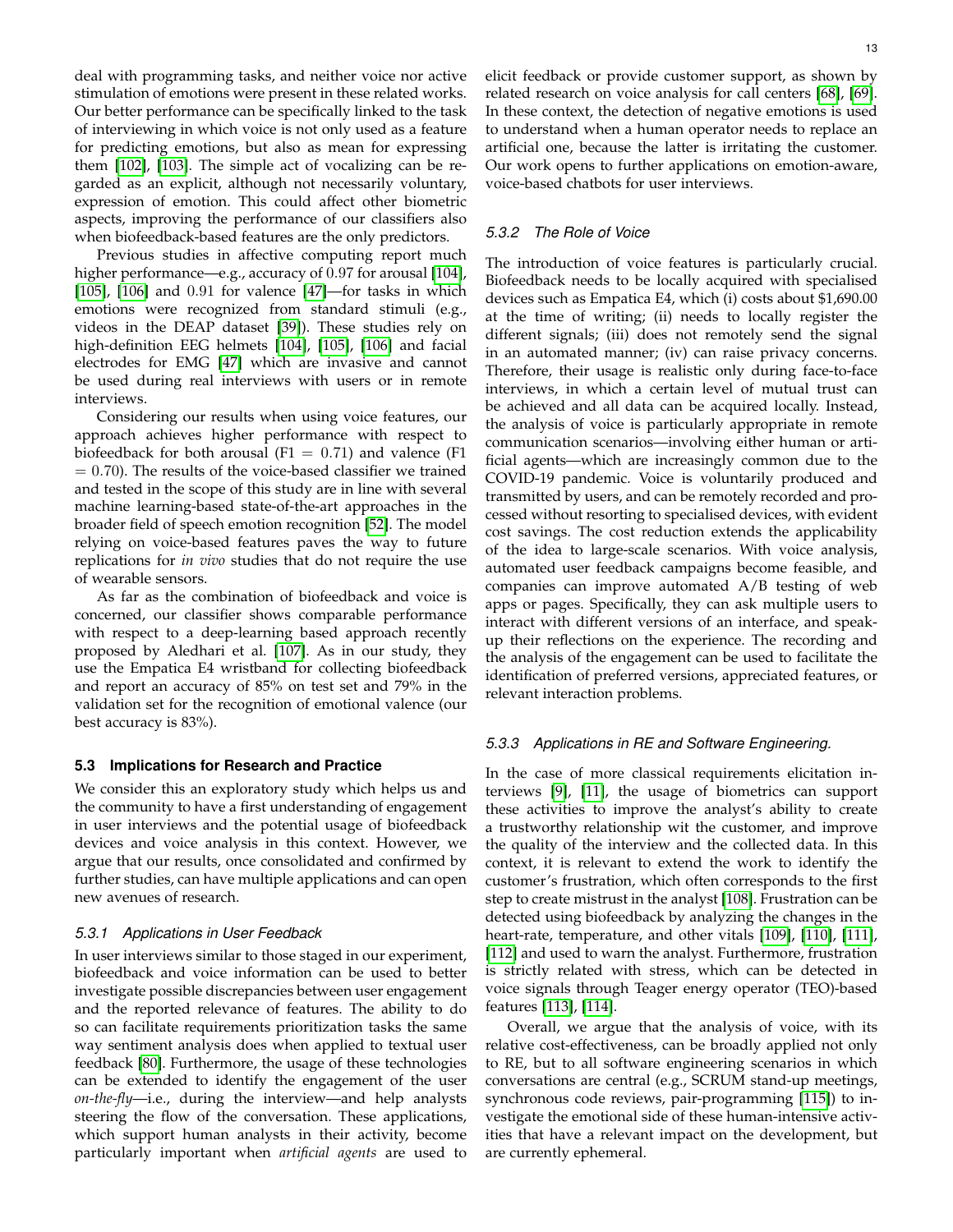deal with programming tasks, and neither voice nor active stimulation of emotions were present in these related works. Our better performance can be specifically linked to the task of interviewing in which voice is not only used as a feature for predicting emotions, but also as mean for expressing them [102], [103]. The simple act of vocalizing can be regarded as an explicit, although not necessarily voluntary, expression of emotion. This could affect other biometric aspects, improving the performance of our classifiers also when biofeedback-based features are the only predictors.

Previous studies in affective computing report much higher performance—e.g., accuracy of 0.97 for arousal [104], [105], [106] and 0.91 for valence [47]—for tasks in which emotions were recognized from standard stimuli (e.g., videos in the DEAP dataset [39]). These studies rely on high-definition EEG helmets [104], [105], [106] and facial electrodes for EMG [47] which are invasive and cannot be used during real interviews with users or in remote interviews.

Considering our results when using voice features, our approach achieves higher performance with respect to biofeedback for both arousal (F1 = 0.71) and valence (F1 = 0.70). The results of the voice-based classifier we trained and tested in the scope of this study are in line with several machine learning-based state-of-the-art approaches in the broader field of speech emotion recognition [52]. The model relying on voice-based features paves the way to future replications for *in vivo* studies that do not require the use of wearable sensors.

As far as the combination of biofeedback and voice is concerned, our classifier shows comparable performance with respect to a deep-learning based approach recently proposed by Aledhari et al. [107]. As in our study, they use the Empatica E4 wristband for collecting biofeedback and report an accuracy of 85% on test set and 79% in the validation set for the recognition of emotional valence (our best accuracy is 83%).

### 5.3 Implications for Research and Practice

We consider this an exploratory study which helps us and the community to have a first understanding of engagement in user interviews and the potential usage of biofeedback devices and voice analysis in this context. However, we argue that our results, once consolidated and confirmed by further studies, can have multiple applications and can open new avenues of research.

#### 5.3.1 Applications in User Feedback

In user interviews similar to those staged in our experiment, biofeedback and voice information can be used to better investigate possible discrepancies between user engagement and the reported relevance of features. The ability to do so can facilitate requirements prioritization tasks the same way sentiment analysis does when applied to textual user feedback [80]. Furthermore, the usage of these technologies can be extended to identify the engagement of the user *on-the-fly*—i.e., during the interview—and help analysts steering the flow of the conversation. These applications, which support human analysts in their activity, become particularly important when *artificial agents* are used to elicit feedback or provide customer support, as shown by related research on voice analysis for call centers [68], [69]. In these context, the detection of negative emotions is used to understand when a human operator needs to replace an artificial one, because the latter is irritating the customer. Our work opens to further applications on emotion-aware, voice-based chatbots for user interviews.

#### 5.3.2 The Role of Voice

The introduction of voice features is particularly crucial. Biofeedback needs to be locally acquired with specialised devices such as Empatica E4, which (i) costs about $1,690.00 at the time of writing; (ii) needs to locally register the different signals; (iii) does not remotely send the signal in an automated manner; (iv) can raise privacy concerns. Therefore, their usage is realistic only during face-to-face interviews, in which a certain level of mutual trust can be achieved and all data can be acquired locally. Instead, the analysis of voice is particularly appropriate in remote communication scenarios—involving either human or artificial agents—which are increasingly common due to the COVID-19 pandemic. Voice is voluntarily produced and transmitted by users, and can be remotely recorded and processed without resorting to specialised devices, with evident cost savings. The cost reduction extends the applicability of the idea to large-scale scenarios. With voice analysis, automated user feedback campaigns become feasible, and companies can improve automated A/B testing of web apps or pages. Specifically, they can ask multiple users to interact with different versions of an interface, and speak-up their reflections on the experience. The recording and the analysis of the engagement can be used to facilitate the identification of preferred versions, appreciated features, or relevant interaction problems.

#### 5.3.3 Applications in RE and Software Engineering.

In the case of more classical requirements elicitation interviews [9], [11], the usage of biometrics can support these activities to improve the analyst's ability to create a trustworthy relationship wit the customer, and improve the quality of the interview and the collected data. In this context, it is relevant to extend the work to identify the customer's frustration, which often corresponds to the first step to create mistrust in the analyst [108]. Frustration can be detected using biofeedback by analyzing the changes in the heart-rate, temperature, and other vitals [109], [110], [111], [112] and used to warn the analyst. Furthermore, frustration is strictly related with stress, which can be detected in voice signals through Teager energy operator (TEO)-based features [113], [114].

Overall, we argue that the analysis of voice, with its relative cost-effectiveness, can be broadly applied not only to RE, but to all software engineering scenarios in which conversations are central (e.g., SCRUM stand-up meetings, synchronous code reviews, pair-programming [115]) to investigate the emotional side of these human-intensive activities that have a relevant impact on the development, but are currently ephemeral.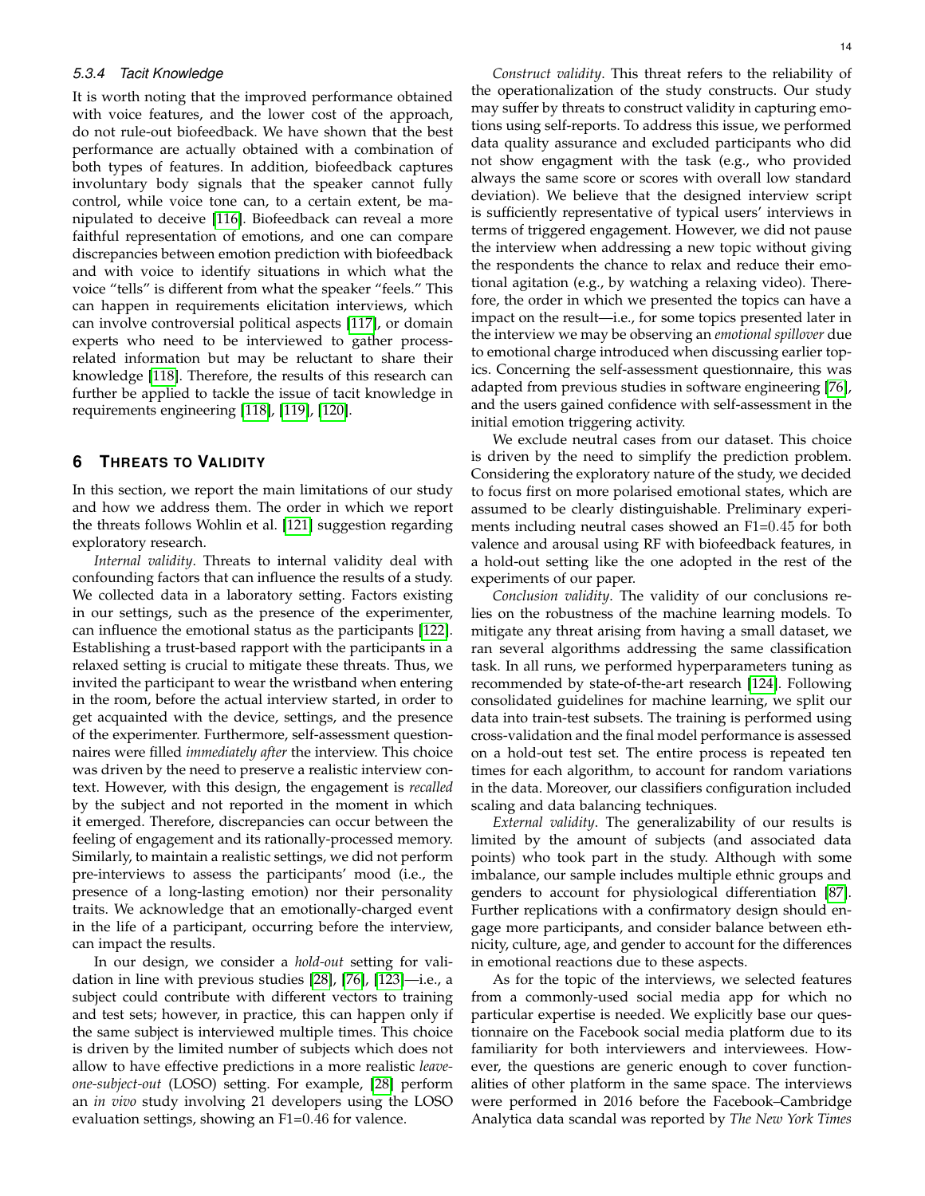#### 5.3.4 Tacit Knowledge

It is worth noting that the improved performance obtained with voice features, and the lower cost of the approach, do not rule-out biofeedback. We have shown that the best performance are actually obtained with a combination of both types of features. In addition, biofeedback captures involuntary body signals that the speaker cannot fully control, while voice tone can, to a certain extent, be manipulated to deceive [116]. Biofeedback can reveal a more faithful representation of emotions, and one can compare discrepancies between emotion prediction with biofeedback and with voice to identify situations in which what the voice "tells" is different from what the speaker "feels." This can happen in requirements elicitation interviews, which can involve controversial political aspects [117], or domain experts who need to be interviewed to gather process-related information but may be reluctant to share their knowledge [118]. Therefore, the results of this research can further be applied to tackle the issue of tacit knowledge in requirements engineering [118], [119], [120].

## 6 Threats to Validity

In this section, we report the main limitations of our study and how we address them. The order in which we report the threats follows Wohlin et al. [121] suggestion regarding exploratory research.

*Internal validity*. Threats to internal validity deal with confounding factors that can influence the results of a study. We collected data in a laboratory setting. Factors existing in our settings, such as the presence of the experimenter, can influence the emotional status as the participants [122]. Establishing a trust-based rapport with the participants in a relaxed setting is crucial to mitigate these threats. Thus, we invited the participant to wear the wristband when entering in the room, before the actual interview started, in order to get acquainted with the device, settings, and the presence of the experimenter. Furthermore, self-assessment questionnaires were filled *immediately after* the interview. This choice was driven by the need to preserve a realistic interview context. However, with this design, the engagement is *recalled* by the subject and not reported in the moment in which it emerged. Therefore, discrepancies can occur between the feeling of engagement and its rationally-processed memory. Similarly, to maintain a realistic settings, we did not perform pre-interviews to assess the participants' mood (i.e., the presence of a long-lasting emotion) nor their personality traits. We acknowledge that an emotionally-charged event in the life of a participant, occurring before the interview, can impact the results.

In our design, we consider a *hold-out* setting for validation in line with previous studies [28], [76], [123]—i.e., a subject could contribute with different vectors to training and test sets; however, in practice, this can happen only if the same subject is interviewed multiple times. This choice is driven by the limited number of subjects which does not allow to have effective predictions in a more realistic *leave-one-subject-out* (LOSO) setting. For example, [28] perform an *in vivo* study involving 21 developers using the LOSO evaluation settings, showing an F1=$0.46$ for valence.

*Construct validity*. This threat refers to the reliability of the operationalization of the study constructs. Our study may suffer by threats to construct validity in capturing emotions using self-reports. To address this issue, we performed data quality assurance and excluded participants who did not show engagment with the task (e.g., who provided always the same score or scores with overall low standard deviation). We believe that the designed interview script is sufficiently representative of typical users' interviews in terms of triggered engagement. However, we did not pause the interview when addressing a new topic without giving the respondents the chance to relax and reduce their emotional agitation (e.g., by watching a relaxing video). Therefore, the order in which we presented the topics can have a impact on the result—i.e., for some topics presented later in the interview we may be observing an *emotional spillover* due to emotional charge introduced when discussing earlier topics. Concerning the self-assessment questionnaire, this was adapted from previous studies in software engineering [76], and the users gained confidence with self-assessment in the initial emotion triggering activity.

We exclude neutral cases from our dataset. This choice is driven by the need to simplify the prediction problem. Considering the exploratory nature of the study, we decided to focus first on more polarised emotional states, which are assumed to be clearly distinguishable. Preliminary experiments including neutral cases showed an F1=$0.45$ for both valence and arousal using RF with biofeedback features, in a hold-out setting like the one adopted in the rest of the experiments of our paper.

*Conclusion validity*. The validity of our conclusions relies on the robustness of the machine learning models. To mitigate any threat arising from having a small dataset, we ran several algorithms addressing the same classification task. In all runs, we performed hyperparameters tuning as recommended by state-of-the-art research [124]. Following consolidated guidelines for machine learning, we split our data into train-test subsets. The training is performed using cross-validation and the final model performance is assessed on a hold-out test set. The entire process is repeated ten times for each algorithm, to account for random variations in the data. Moreover, our classifiers configuration included scaling and data balancing techniques.

*External validity*. The generalizability of our results is limited by the amount of subjects (and associated data points) who took part in the study. Although with some imbalance, our sample includes multiple ethnic groups and genders to account for physiological differentiation [87]. Further replications with a confirmatory design should engage more participants, and consider balance between ethnicity, culture, age, and gender to account for the differences in emotional reactions due to these aspects.

As for the topic of the interviews, we selected features from a commonly-used social media app for which no particular expertise is needed. We explicitly base our questionnaire on the Facebook social media platform due to its familiarity for both interviewers and interviewees. However, the questions are generic enough to cover functionalities of other platform in the same space. The interviews were performed in 2016 before the Facebook–Cambridge Analytica data scandal was reported by *The New York Times*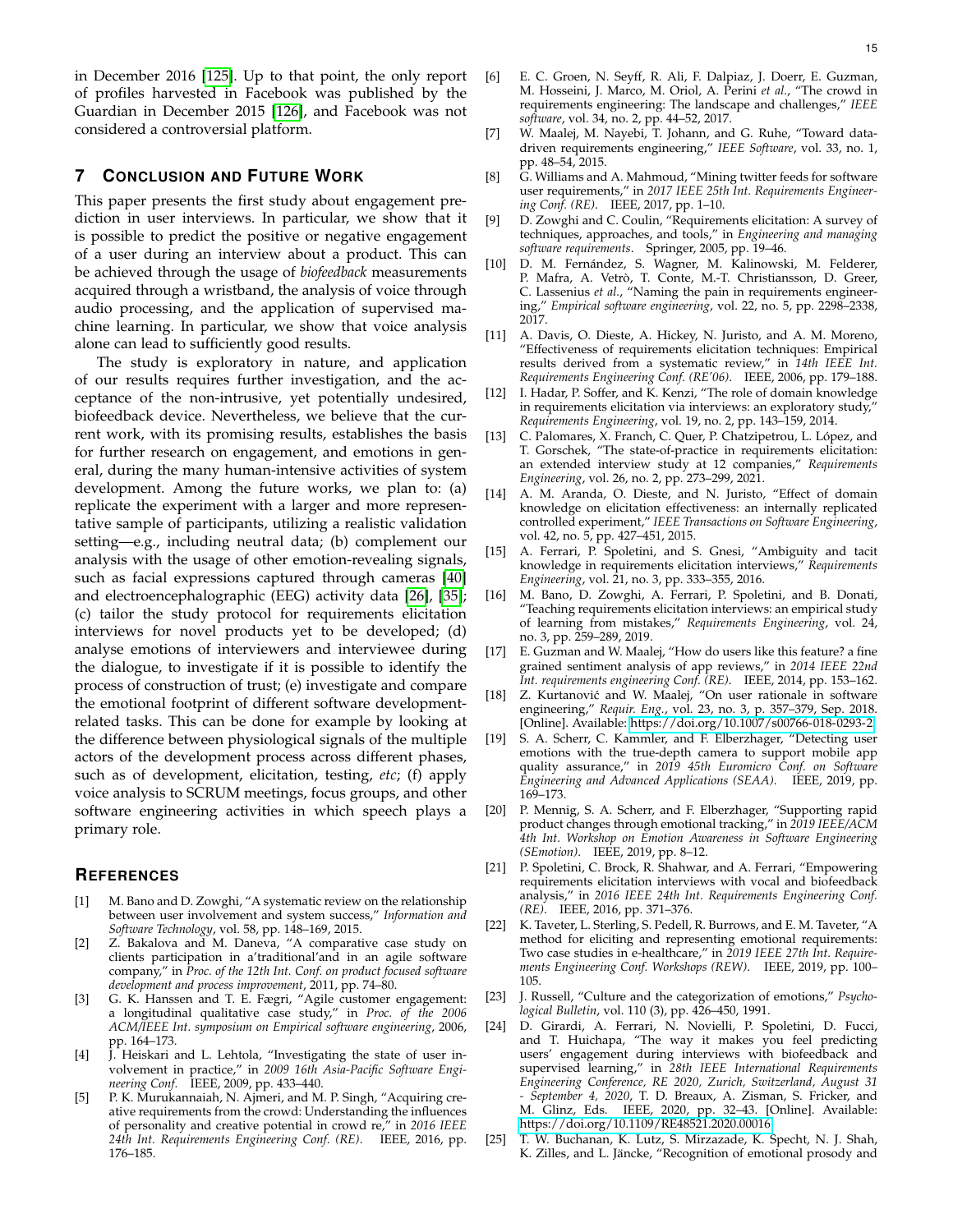in December 2016 [125]. Up to that point, the only report of profiles harvested in Facebook was published by the Guardian in December 2015 [126], and Facebook was not considered a controversial platform.

## 7 Conclusion and Future Work

This paper presents the first study about engagement prediction in user interviews. In particular, we show that it is possible to predict the positive or negative engagement of a user during an interview about a product. This can be achieved through the usage of *biofeedback* measurements acquired through a wristband, the analysis of voice through audio processing, and the application of supervised machine learning. In particular, we show that voice analysis alone can lead to sufficiently good results.

The study is exploratory in nature, and application of our results requires further investigation, and the acceptance of the non-intrusive, yet potentially undesired, biofeedback device. Nevertheless, we believe that the current work, with its promising results, establishes the basis for further research on engagement, and emotions in general, during the many human-intensive activities of system development. Among the future works, we plan to: (a) replicate the experiment with a larger and more representative sample of participants, utilizing a realistic validation setting—e.g., including neutral data; (b) complement our analysis with the usage of other emotion-revealing signals, such as facial expressions captured through cameras [40] and electroencephalographic (EEG) activity data [26], [35]; (c) tailor the study protocol for requirements elicitation interviews for novel products yet to be developed; (d) analyse emotions of interviewers and interviewee during the dialogue, to investigate if it is possible to identify the process of construction of trust; (e) investigate and compare the emotional footprint of different software development-related tasks. This can be done for example by looking at the difference between physiological signals of the multiple actors of the development process across different phases, such as of development, elicitation, testing, *etc*; (f) apply voice analysis to SCRUM meetings, focus groups, and other software engineering activities in which speech plays a primary role.

## References

[1] M. Bano and D. Zowghi, "A systematic review on the relationship between user involvement and system success," *Information and Software Technology*, vol. 58, pp. 148–169, 2015.

[2] Z. Bakalova and M. Daneva, "A comparative case study on clients participation in a'traditional'and in an agile software company," in *Proc. of the 12th Int. Conf. on product focused software development and process improvement*, 2011, pp. 74–80.

[3] G. K. Hanssen and T. E. Fægri, "Agile customer engagement: a longitudinal qualitative case study," in *Proc. of the 2006 ACM/IEEE Int. symposium on Empirical software engineering*, 2006, pp. 164–173.

[4] J. Heiskari and L. Lehtola, "Investigating the state of user involvement in practice," in *2009 16th Asia-Pacific Software Engineering Conf.* IEEE, 2009, pp. 433–440.

[5] P. K. Murukannaiah, N. Ajmeri, and M. P. Singh, "Acquiring creative requirements from the crowd: Understanding the influences of personality and creative potential in crowd re," in *2016 IEEE 24th Int. Requirements Engineering Conf. (RE)*. IEEE, 2016, pp. 176–185.

[6] E. C. Groen, N. Seyff, R. Ali, F. Dalpiaz, J. Doerr, E. Guzman, M. Hosseini, J. Marco, M. Oriol, A. Perini *et al.*, "The crowd in requirements engineering: The landscape and challenges," *IEEE software*, vol. 34, no. 2, pp. 44–52, 2017.

[7] W. Maalej, M. Nayebi, T. Johann, and G. Ruhe, "Toward data-driven requirements engineering," *IEEE Software*, vol. 33, no. 1, pp. 48–54, 2015.

[8] G. Williams and A. Mahmoud, "Mining twitter feeds for software user requirements," in *2017 IEEE 25th Int. Requirements Engineering Conf. (RE)*. IEEE, 2017, pp. 1–10.

[9] D. Zowghi and C. Coulin, "Requirements elicitation: A survey of techniques, approaches, and tools," in *Engineering and managing software requirements*. Springer, 2005, pp. 19–46.

[10] D. M. Fernández, S. Wagner, M. Kalinowski, M. Felderer, P. Mafra, A. Vetrò, T. Conte, M.-T. Christiansson, D. Greer, C. Lassenius *et al.*, "Naming the pain in requirements engineering," *Empirical software engineering*, vol. 22, no. 5, pp. 2298–2338, 2017.

[11] A. Davis, O. Dieste, A. Hickey, N. Juristo, and A. M. Moreno, "Effectiveness of requirements elicitation techniques: Empirical results derived from a systematic review," in *14th IEEE Int. Requirements Engineering Conf. (RE'06)*. IEEE, 2006, pp. 179–188.

[12] I. Hadar, P. Soffer, and K. Kenzi, "The role of domain knowledge in requirements elicitation via interviews: an exploratory study," *Requirements Engineering*, vol. 19, no. 2, pp. 143–159, 2014.

[13] C. Palomares, X. Franch, C. Quer, P. Chatzipetrou, L. López, and T. Gorschek, "The state-of-practice in requirements elicitation: an extended interview study at 12 companies," *Requirements Engineering*, vol. 26, no. 2, pp. 273–299, 2021.

[14] A. M. Aranda, O. Dieste, and N. Juristo, "Effect of domain knowledge on elicitation effectiveness: an internally replicated controlled experiment," *IEEE Transactions on Software Engineering*, vol. 42, no. 5, pp. 427–451, 2015.

[15] A. Ferrari, P. Spoletini, and S. Gnesi, "Ambiguity and tacit knowledge in requirements elicitation interviews," *Requirements Engineering*, vol. 21, no. 3, pp. 333–355, 2016.

[16] M. Bano, D. Zowghi, A. Ferrari, P. Spoletini, and B. Donati, "Teaching requirements elicitation interviews: an empirical study of learning from mistakes," *Requirements Engineering*, vol. 24, no. 3, pp. 259–289, 2019.

[17] E. Guzman and W. Maalej, "How do users like this feature? a fine grained sentiment analysis of app reviews," in *2014 IEEE 22nd Int. requirements engineering Conf. (RE)*. IEEE, 2014, pp. 153–162.

[18] Z. Kurtanović and W. Maalej, "On user rationale in software engineering," *Requir. Eng.*, vol. 23, no. 3, p. 357–379, Sep. 2018. [Online]. Available: https://doi.org/10.1007/s00766-018-0293-2

[19] S. A. Scherr, C. Kammler, and F. Elberzhager, "Detecting user emotions with the true-depth camera to support mobile app quality assurance," in *2019 45th Euromicro Conf. on Software Engineering and Advanced Applications (SEAA)*. IEEE, 2019, pp. 169–173.

[20] P. Mennig, S. A. Scherr, and F. Elberzhager, "Supporting rapid product changes through emotional tracking," in *2019 IEEE/ACM 4th Int. Workshop on Emotion Awareness in Software Engineering (SEmotion)*. IEEE, 2019, pp. 8–12.

[21] P. Spoletini, C. Brock, R. Shahwar, and A. Ferrari, "Empowering requirements elicitation interviews with vocal and biofeedback analysis," in *2016 IEEE 24th Int. Requirements Engineering Conf. (RE)*. IEEE, 2016, pp. 371–376.

[22] K. Taveter, L. Sterling, S. Pedell, R. Burrows, and E. M. Taveter, "A method for eliciting and representing emotional requirements: Two case studies in e-healthcare," in *2019 IEEE 27th Int. Requirements Engineering Conf. Workshops (REW)*. IEEE, 2019, pp. 100–105.

[23] J. Russell, "Culture and the categorization of emotions," *Psychological Bulletin*, vol. 110 (3), pp. 426–450, 1991.

[24] D. Girardi, A. Ferrari, N. Novielli, P. Spoletini, D. Fucci, and T. Huichapa, "The way it makes you feel predicting users' engagement during interviews with biofeedback and supervised learning," in *28th IEEE International Requirements Engineering Conference, RE 2020, Zurich, Switzerland, August 31 - September 4, 2020*, T. D. Breaux, A. Zisman, S. Fricker, and M. Glinz, Eds. IEEE, 2020, pp. 32–43. [Online]. Available: https://doi.org/10.1109/RE48521.2020.00016

[25] T. W. Buchanan, K. Lutz, S. Mirzazade, K. Specht, N. J. Shah, K. Zilles, and L. Jäncke, "Recognition of emotional prosody and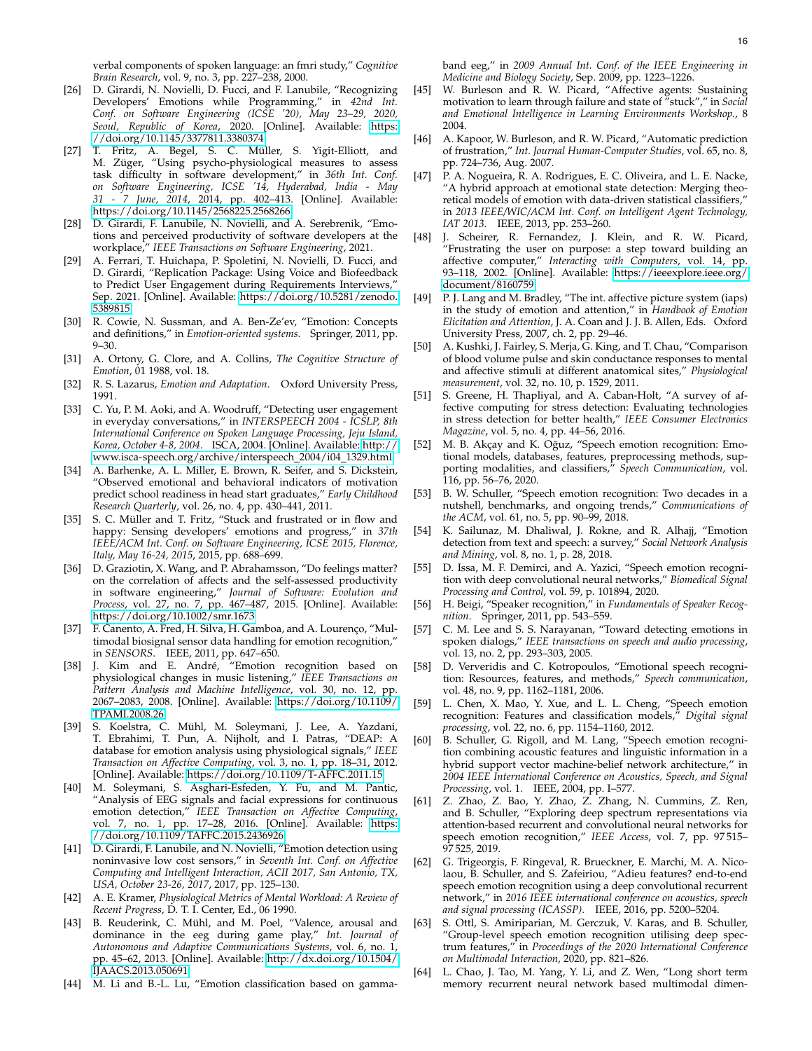verbal components of spoken language: an fmri study," *Cognitive Brain Research*, vol. 9, no. 3, pp. 227–238, 2000.

[26] D. Girardi, N. Novielli, D. Fucci, and F. Lanubile, "Recognizing Developers' Emotions while Programming," in *42nd Int. Conf. on Software Engineering (ICSE '20), May 23–29, 2020, Seoul, Republic of Korea*, 2020. [Online]. Available: https://doi.org/10.1145/3377811.3380374

[27] T. Fritz, A. Begel, S. C. Müller, S. Yigit-Elliott, and M. Züger, "Using psycho-physiological measures to assess task difficulty in software development," in *36th Int. Conf. on Software Engineering, ICSE '14, Hyderabad, India - May 31 - 7 June, 2014*, 2014, pp. 402–413. [Online]. Available: https://doi.org/10.1145/2568225.2568266

[28] D. Girardi, F. Lanubile, N. Novielli, and A. Serebrenik, "Emotions and perceived productivity of software developers at the workplace," *IEEE Transactions on Software Engineering*, 2021.

[29] A. Ferrari, T. Huichapa, P. Spoletini, N. Novielli, D. Fucci, and D. Girardi, "Replication Package: Using Voice and Biofeedback to Predict User Engagement during Requirements Interviews," Sep. 2021. [Online]. Available: https://doi.org/10.5281/zenodo.5389815

[30] R. Cowie, N. Sussman, and A. Ben-Ze'ev, "Emotion: Concepts and definitions," in *Emotion-oriented systems*. Springer, 2011, pp. 9–30.

[31] A. Ortony, G. Clore, and A. Collins, *The Cognitive Structure of Emotion*, 01 1988, vol. 18.

[32] R. S. Lazarus, *Emotion and Adaptation*. Oxford University Press, 1991.

[33] C. Yu, P. M. Aoki, and A. Woodruff, "Detecting user engagement in everyday conversations," in *INTERSPEECH 2004 - ICSLP, 8th International Conference on Spoken Language Processing, Jeju Island, Korea, October 4-8, 2004*. ISCA, 2004. [Online]. Available: http://www.isca-speech.org/archive/interspeech_2004/i04_1329.html

[34] A. Barhenke, A. L. Miller, E. Brown, R. Seifer, and S. Dickstein, "Observed emotional and behavioral indicators of motivation predict school readiness in head start graduates," *Early Childhood Research Quarterly*, vol. 26, no. 4, pp. 430–441, 2011.

[35] S. C. Müller and T. Fritz, "Stuck and frustrated or in flow and happy: Sensing developers' emotions and progress," in *37th IEEE/ACM Int. Conf. on Software Engineering, ICSE 2015, Florence, Italy, May 16-24, 2015*, 2015, pp. 688–699.

[36] D. Graziotin, X. Wang, and P. Abrahamsson, "Do feelings matter? on the correlation of affects and the self-assessed productivity in software engineering," *Journal of Software: Evolution and Process*, vol. 27, no. 7, pp. 467–487, 2015. [Online]. Available: https://doi.org/10.1002/smr.1673

[37] F. Canento, A. Fred, H. Silva, H. Gamboa, and A. Lourenço, "Multimodal biosignal sensor data handling for emotion recognition," in *SENSORS*. IEEE, 2011, pp. 647–650.

[38] J. Kim and E. André, "Emotion recognition based on physiological changes in music listening," *IEEE Transactions on Pattern Analysis and Machine Intelligence*, vol. 30, no. 12, pp. 2067–2083, 2008. [Online]. Available: https://doi.org/10.1109/TPAMI.2008.26

[39] S. Koelstra, C. Mühl, M. Soleymani, J. Lee, A. Yazdani, T. Ebrahimi, T. Pun, A. Nijholt, and I. Patras, "DEAP: A database for emotion analysis using physiological signals," *IEEE Transaction on Affective Computing*, vol. 3, no. 1, pp. 18–31, 2012. [Online]. Available: https://doi.org/10.1109/T-AFFC.2011.15

[40] M. Soleymani, S. Asghari-Esfeden, Y. Fu, and M. Pantic, "Analysis of EEG signals and facial expressions for continuous emotion detection," *IEEE Transaction on Affective Computing*, vol. 7, no. 1, pp. 17–28, 2016. [Online]. Available: https://doi.org/10.1109/TAFFC.2015.2436926

[41] D. Girardi, F. Lanubile, and N. Novielli, "Emotion detection using noninvasive low cost sensors," in *Seventh Int. Conf. on Affective Computing and Intelligent Interaction, ACII 2017, San Antonio, TX, USA, October 23-26, 2017*, 2017, pp. 125–130.

[42] A. E. Kramer, *Physiological Metrics of Mental Workload: A Review of Recent Progress*, D. T. I. Center, Ed., 06 1990.

[43] B. Reuderink, C. Mühl, and M. Poel, "Valence, arousal and dominance in the eeg during game play," *Int. Journal of Autonomous and Adaptive Communications Systems*, vol. 6, no. 1, pp. 45–62, 2013. [Online]. Available: http://dx.doi.org/10.1504/IJAACS.2013.050691

[44] M. Li and B.-L. Lu, "Emotion classification based on gamma-band eeg," in *2009 Annual Int. Conf. of the IEEE Engineering in Medicine and Biology Society*, Sep. 2009, pp. 1223–1226.

[45] W. Burleson and R. W. Picard, "Affective agents: Sustaining motivation to learn through failure and state of "stuck"," in *Social and Emotional Intelligence in Learning Environments Workshop.*, 8 2004.

[46] A. Kapoor, W. Burleson, and R. W. Picard, "Automatic prediction of frustration," *Int. Journal Human-Computer Studies*, vol. 65, no. 8, pp. 724–736, Aug. 2007.

[47] P. A. Nogueira, R. A. Rodrigues, E. C. Oliveira, and L. E. Nacke, "A hybrid approach at emotional state detection: Merging theoretical models of emotion with data-driven statistical classifiers," in *2013 IEEE/WIC/ACM Int. Conf. on Intelligent Agent Technology, IAT 2013*. IEEE, 2013, pp. 253–260.

[48] J. Scheirer, R. Fernandez, J. Klein, and R. W. Picard, "Frustrating the user on purpose: a step toward building an affective computer," *Interacting with Computers*, vol. 14, pp. 93–118, 2002. [Online]. Available: https://ieeexplore.ieee.org/document/8160759

[49] P. J. Lang and M. Bradley, "The int. affective picture system (iaps) in the study of emotion and attention," in *Handbook of Emotion Elicitation and Attention*, J. A. Coan and J. J. B. Allen, Eds. Oxford University Press, 2007, ch. 2, pp. 29–46.

[50] A. Kushki, J. Fairley, S. Merja, G. King, and T. Chau, "Comparison of blood volume pulse and skin conductance responses to mental and affective stimuli at different anatomical sites," *Physiological measurement*, vol. 32, no. 10, p. 1529, 2011.

[51] S. Greene, H. Thapliyal, and A. Caban-Holt, "A survey of affective computing for stress detection: Evaluating technologies in stress detection for better health," *IEEE Consumer Electronics Magazine*, vol. 5, no. 4, pp. 44–56, 2016.

[52] M. B. Akçay and K. Oğuz, "Speech emotion recognition: Emotional models, databases, features, preprocessing methods, supporting modalities, and classifiers," *Speech Communication*, vol. 116, pp. 56–76, 2020.

[53] B. W. Schuller, "Speech emotion recognition: Two decades in a nutshell, benchmarks, and ongoing trends," *Communications of the ACM*, vol. 61, no. 5, pp. 90–99, 2018.

[54] K. Sailunaz, M. Dhaliwal, J. Rokne, and R. Alhajj, "Emotion detection from text and speech: a survey," *Social Network Analysis and Mining*, vol. 8, no. 1, p. 28, 2018.

[55] D. Issa, M. F. Demirci, and A. Yazici, "Speech emotion recognition with deep convolutional neural networks," *Biomedical Signal Processing and Control*, vol. 59, p. 101894, 2020.

[56] H. Beigi, "Speaker recognition," in *Fundamentals of Speaker Recognition*. Springer, 2011, pp. 543–559.

[57] C. M. Lee and S. S. Narayanan, "Toward detecting emotions in spoken dialogs," *IEEE transactions on speech and audio processing*, vol. 13, no. 2, pp. 293–303, 2005.

[58] D. Ververidis and C. Kotropoulos, "Emotional speech recognition: Resources, features, and methods," *Speech communication*, vol. 48, no. 9, pp. 1162–1181, 2006.

[59] L. Chen, X. Mao, Y. Xue, and L. L. Cheng, "Speech emotion recognition: Features and classification models," *Digital signal processing*, vol. 22, no. 6, pp. 1154–1160, 2012.

[60] B. Schuller, G. Rigoll, and M. Lang, "Speech emotion recognition combining acoustic features and linguistic information in a hybrid support vector machine-belief network architecture," in *2004 IEEE International Conference on Acoustics, Speech, and Signal Processing*, vol. 1. IEEE, 2004, pp. I–577.

[61] Z. Zhao, Z. Bao, Y. Zhao, Z. Zhang, N. Cummins, Z. Ren, and B. Schuller, "Exploring deep spectrum representations via attention-based recurrent and convolutional neural networks for speech emotion recognition," *IEEE Access*, vol. 7, pp. 97 515–97 525, 2019.

[62] G. Trigeorgis, F. Ringeval, R. Brueckner, E. Marchi, M. A. Nicolaou, B. Schuller, and S. Zafeiriou, "Adieu features? end-to-end speech emotion recognition using a deep convolutional recurrent network," in *2016 IEEE international conference on acoustics, speech and signal processing (ICASSP)*. IEEE, 2016, pp. 5200–5204.

[63] S. Ottl, S. Amiriparian, M. Gerczuk, V. Karas, and B. Schuller, "Group-level speech emotion recognition utilising deep spectrum features," in *Proceedings of the 2020 International Conference on Multimodal Interaction*, 2020, pp. 821–826.

[64] L. Chao, J. Tao, M. Yang, Y. Li, and Z. Wen, "Long short term memory recurrent neural network based multimodal dimen-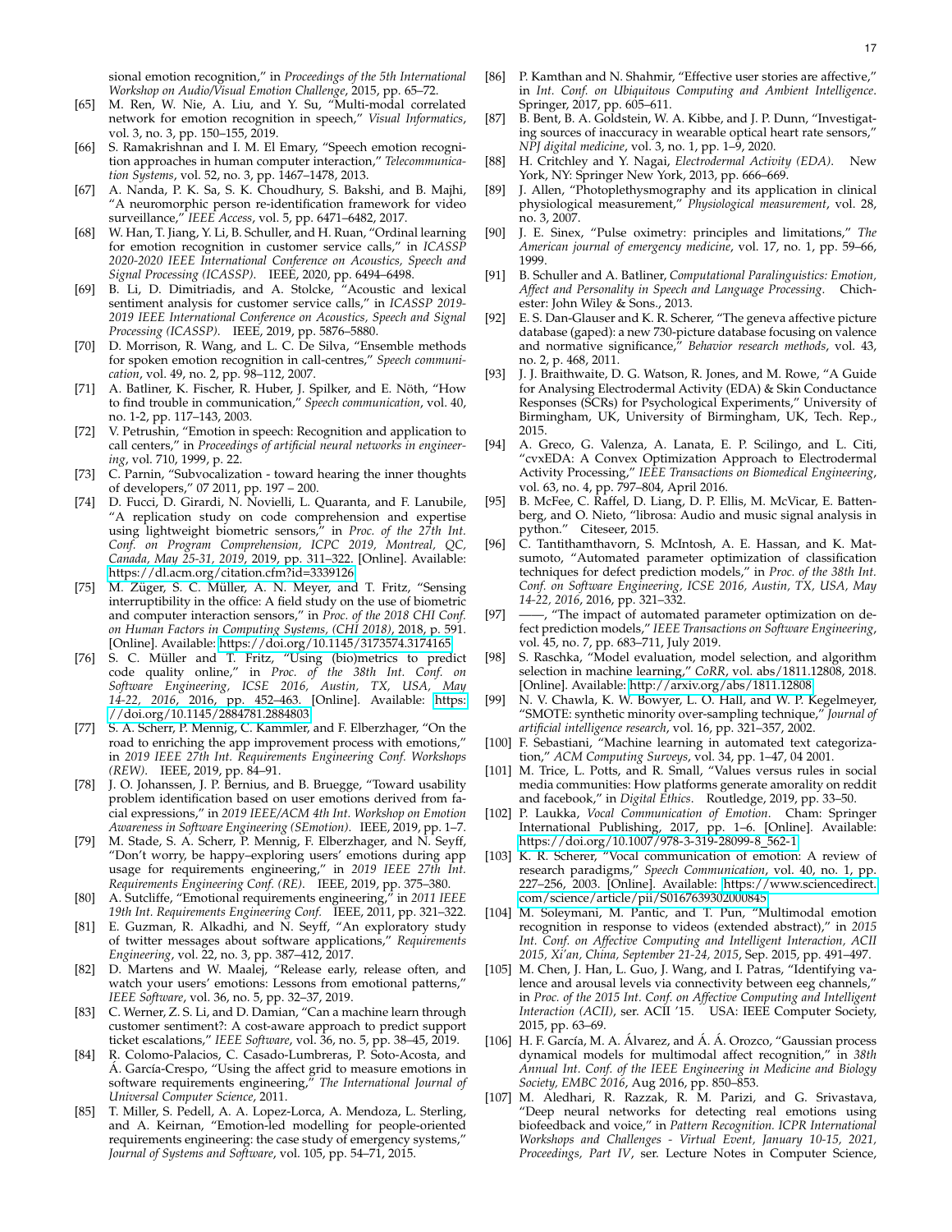sional emotion recognition," in *Proceedings of the 5th International Workshop on Audio/Visual Emotion Challenge*, 2015, pp. 65–72.

[65] M. Ren, W. Nie, A. Liu, and Y. Su, "Multi-modal correlated network for emotion recognition in speech," *Visual Informatics*, vol. 3, no. 3, pp. 150–155, 2019.

[66] S. Ramakrishnan and I. M. El Emary, "Speech emotion recognition approaches in human computer interaction," *Telecommunication Systems*, vol. 52, no. 3, pp. 1467–1478, 2013.

[67] A. Nanda, P. K. Sa, S. K. Choudhury, S. Bakshi, and B. Majhi, "A neuromorphic person re-identification framework for video surveillance," *IEEE Access*, vol. 5, pp. 6471–6482, 2017.

[68] W. Han, T. Jiang, Y. Li, B. Schuller, and H. Ruan, "Ordinal learning for emotion recognition in customer service calls," in *ICASSP 2020-2020 IEEE International Conference on Acoustics, Speech and Signal Processing (ICASSP)*. IEEE, 2020, pp. 6494–6498.

[69] B. Li, D. Dimitriadis, and A. Stolcke, "Acoustic and lexical sentiment analysis for customer service calls," in *ICASSP 2019-2019 IEEE International Conference on Acoustics, Speech and Signal Processing (ICASSP)*. IEEE, 2019, pp. 5876–5880.

[70] D. Morrison, R. Wang, and L. C. De Silva, "Ensemble methods for spoken emotion recognition in call-centres," *Speech communication*, vol. 49, no. 2, pp. 98–112, 2007.

[71] A. Batliner, K. Fischer, R. Huber, J. Spilker, and E. Nöth, "How to find trouble in communication," *Speech communication*, vol. 40, no. 1-2, pp. 117–143, 2003.

[72] V. Petrushin, "Emotion in speech: Recognition and application to call centers," in *Proceedings of artificial neural networks in engineering*, vol. 710, 1999, p. 22.

[73] C. Parnin, "Subvocalization - toward hearing the inner thoughts of developers," 07 2011, pp. 197 – 200.

[74] D. Fucci, D. Girardi, N. Novielli, L. Quaranta, and F. Lanubile, "A replication study on code comprehension and expertise using lightweight biometric sensors," in *Proc. of the 27th Int. Conf. on Program Comprehension, ICPC 2019, Montreal, QC, Canada, May 25-31, 2019*, 2019, pp. 311–322. [Online]. Available: https://dl.acm.org/citation.cfm?id=3339126

[75] M. Züger, S. C. Müller, A. N. Meyer, and T. Fritz, "Sensing interruptibility in the office: A field study on the use of biometric and computer interaction sensors," in *Proc. of the 2018 CHI Conf. on Human Factors in Computing Systems, (CHI 2018)*, 2018, p. 591. [Online]. Available: https://doi.org/10.1145/3173574.3174165

[76] S. C. Müller and T. Fritz, "Using (bio)metrics to predict code quality online," in *Proc. of the 38th Int. Conf. on Software Engineering, ICSE 2016, Austin, TX, USA, May 14-22, 2016*, 2016, pp. 452–463. [Online]. Available: https://doi.org/10.1145/2884781.2884803

[77] S. A. Scherr, P. Mennig, C. Kammler, and F. Elberzhager, "On the road to enriching the app improvement process with emotions," in *2019 IEEE 27th Int. Requirements Engineering Conf. Workshops (REW)*. IEEE, 2019, pp. 84–91.

[78] J. O. Johanssen, J. P. Bernius, and B. Bruegge, "Toward usability problem identification based on user emotions derived from facial expressions," in *2019 IEEE/ACM 4th Int. Workshop on Emotion Awareness in Software Engineering (SEmotion)*. IEEE, 2019, pp. 1–7.

[79] M. Stade, S. A. Scherr, P. Mennig, F. Elberzhager, and N. Seyff, "Don't worry, be happy–exploring users' emotions during app usage for requirements engineering," in *2019 IEEE 27th Int. Requirements Engineering Conf. (RE)*. IEEE, 2019, pp. 375–380.

[80] A. Sutcliffe, "Emotional requirements engineering," in *2011 IEEE 19th Int. Requirements Engineering Conf.* IEEE, 2011, pp. 321–322.

[81] E. Guzman, R. Alkadhi, and N. Seyff, "An exploratory study of twitter messages about software applications," *Requirements Engineering*, vol. 22, no. 3, pp. 387–412, 2017.

[82] D. Martens and W. Maalej, "Release early, release often, and watch your users' emotions: Lessons from emotional patterns," *IEEE Software*, vol. 36, no. 5, pp. 32–37, 2019.

[83] C. Werner, Z. S. Li, and D. Damian, "Can a machine learn through customer sentiment?: A cost-aware approach to predict support ticket escalations," *IEEE Software*, vol. 36, no. 5, pp. 38–45, 2019.

[84] R. Colomo-Palacios, C. Casado-Lumbreras, P. Soto-Acosta, and Á. García-Crespo, "Using the affect grid to measure emotions in software requirements engineering," *The International Journal of Universal Computer Science*, 2011.

[85] T. Miller, S. Pedell, A. A. Lopez-Lorca, A. Mendoza, L. Sterling, and A. Keirnan, "Emotion-led modelling for people-oriented requirements engineering: the case study of emergency systems," *Journal of Systems and Software*, vol. 105, pp. 54–71, 2015.

[86] P. Kamthan and N. Shahmir, "Effective user stories are affective," in *Int. Conf. on Ubiquitous Computing and Ambient Intelligence*. Springer, 2017, pp. 605–611.

[87] B. Bent, B. A. Goldstein, W. A. Kibbe, and J. P. Dunn, "Investigating sources of inaccuracy in wearable optical heart rate sensors," *NPJ digital medicine*, vol. 3, no. 1, pp. 1–9, 2020.

[88] H. Critchley and Y. Nagai, *Electrodermal Activity (EDA)*. New York, NY: Springer New York, 2013, pp. 666–669.

[89] J. Allen, "Photoplethysmography and its application in clinical physiological measurement," *Physiological measurement*, vol. 28, no. 3, 2007.

[90] J. E. Sinex, "Pulse oximetry: principles and limitations," *The American journal of emergency medicine*, vol. 17, no. 1, pp. 59–66, 1999.

[91] B. Schuller and A. Batliner, *Computational Paralinguistics: Emotion, Affect and Personality in Speech and Language Processing*. Chichester: John Wiley & Sons., 2013.

[92] E. S. Dan-Glauser and K. R. Scherer, "The geneva affective picture database (gaped): a new 730-picture database focusing on valence and normative significance," *Behavior research methods*, vol. 43, no. 2, p. 468, 2011.

[93] J. J. Braithwaite, D. G. Watson, R. Jones, and M. Rowe, "A Guide for Analysing Electrodermal Activity (EDA) & Skin Conductance Responses (SCRs) for Psychological Experiments," University of Birmingham, UK, University of Birmingham, UK, Tech. Rep., 2015.

[94] A. Greco, G. Valenza, A. Lanata, E. P. Scilingo, and L. Citi, "cvxEDA: A Convex Optimization Approach to Electrodermal Activity Processing," *IEEE Transactions on Biomedical Engineering*, vol. 63, no. 4, pp. 797–804, April 2016.

[95] B. McFee, C. Raffel, D. Liang, D. P. Ellis, M. McVicar, E. Battenberg, and O. Nieto, "librosa: Audio and music signal analysis in python." Citeseer, 2015.

[96] C. Tantithamthavorn, S. McIntosh, A. E. Hassan, and K. Matsumoto, "Automated parameter optimization of classification techniques for defect prediction models," in *Proc. of the 38th Int. Conf. on Software Engineering, ICSE 2016, Austin, TX, USA, May 14-22, 2016*, 2016, pp. 321–332.

[97] ——, "The impact of automated parameter optimization on defect prediction models," *IEEE Transactions on Software Engineering*, vol. 45, no. 7, pp. 683–711, July 2019.

[98] S. Raschka, "Model evaluation, model selection, and algorithm selection in machine learning," *CoRR*, vol. abs/1811.12808, 2018. [Online]. Available: http://arxiv.org/abs/1811.12808

[99] N. V. Chawla, K. W. Bowyer, L. O. Hall, and W. P. Kegelmeyer, "SMOTE: synthetic minority over-sampling technique," *Journal of artificial intelligence research*, vol. 16, pp. 321–357, 2002.

[100] F. Sebastiani, "Machine learning in automated text categorization," *ACM Computing Surveys*, vol. 34, pp. 1–47, 04 2001.

[101] M. Trice, L. Potts, and R. Small, "Values versus rules in social media communities: How platforms generate amorality on reddit and facebook," in *Digital Ethics*. Routledge, 2019, pp. 33–50.

[102] P. Laukka, *Vocal Communication of Emotion*. Cham: Springer International Publishing, 2017, pp. 1–6. [Online]. Available: https://doi.org/10.1007/978-3-319-28099-8_562-1

[103] K. R. Scherer, "Vocal communication of emotion: A review of research paradigms," *Speech Communication*, vol. 40, no. 1, pp. 227–256, 2003. [Online]. Available: https://www.sciencedirect.com/science/article/pii/S0167639302000845

[104] M. Soleymani, M. Pantic, and T. Pun, "Multimodal emotion recognition in response to videos (extended abstract)," in *2015 Int. Conf. on Affective Computing and Intelligent Interaction, ACII 2015, Xi'an, China, September 21-24, 2015*, Sep. 2015, pp. 491–497.

[105] M. Chen, J. Han, L. Guo, J. Wang, and I. Patras, "Identifying valence and arousal levels via connectivity between eeg channels," in *Proc. of the 2015 Int. Conf. on Affective Computing and Intelligent Interaction (ACII)*, ser. ACII '15. USA: IEEE Computer Society, 2015, pp. 63–69.

[106] H. F. García, M. A. Álvarez, and Á. Á. Orozco, "Gaussian process dynamical models for multimodal affect recognition," in *38th Annual Int. Conf. of the IEEE Engineering in Medicine and Biology Society, EMBC 2016*, Aug 2016, pp. 850–853.

[107] M. Aledhari, R. Razzak, R. M. Parizi, and G. Srivastava, "Deep neural networks for detecting real emotions using biofeedback and voice," in *Pattern Recognition. ICPR International Workshops and Challenges - Virtual Event, January 10-15, 2021, Proceedings, Part IV*, ser. Lecture Notes in Computer Science,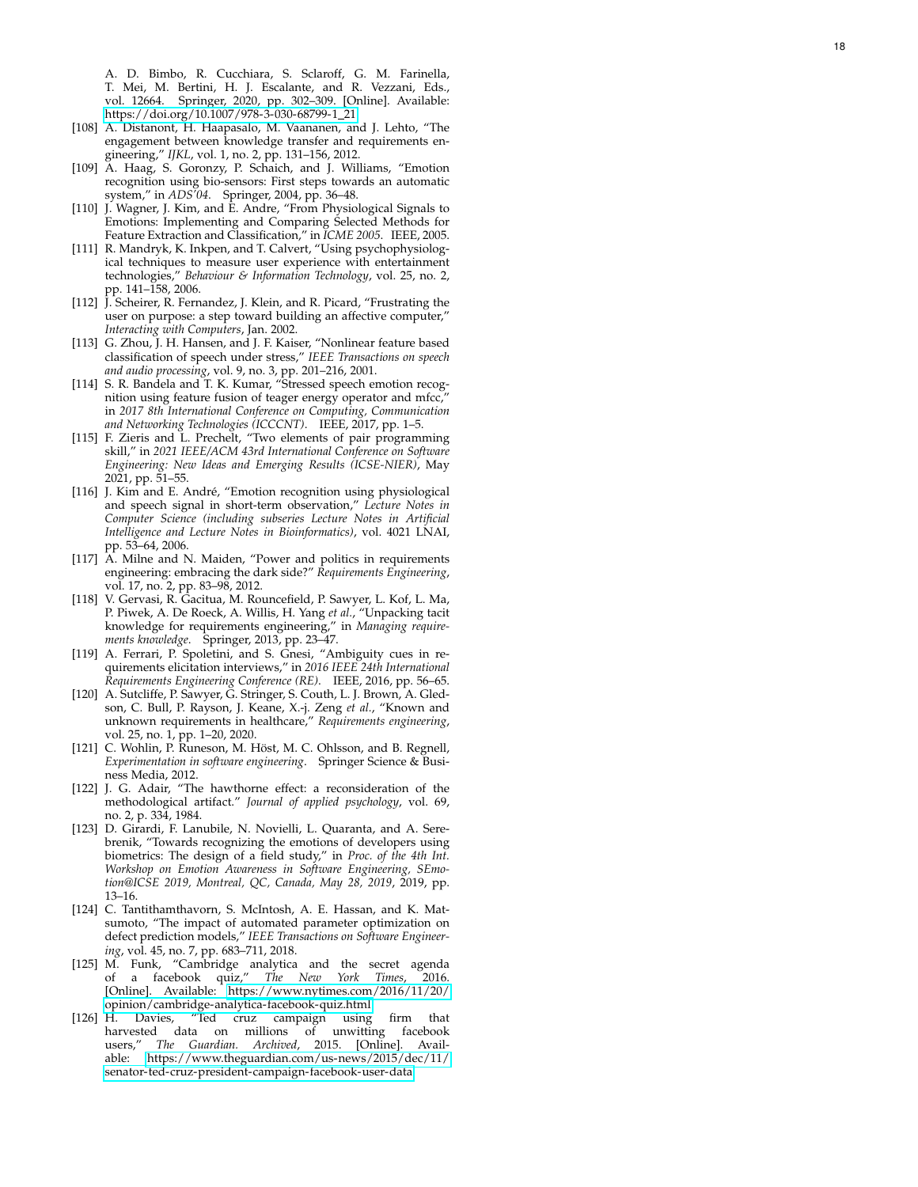A. D. Bimbo, R. Cucchiara, S. Sclaroff, G. M. Farinella, T. Mei, M. Bertini, H. J. Escalante, and R. Vezzani, Eds., vol. 12664. Springer, 2020, pp. 302–309. [Online]. Available: https://doi.org/10.1007/978-3-030-68799-1_21

[108] A. Distanont, H. Haapasalo, M. Vaananen, and J. Lehto, "The engagement between knowledge transfer and requirements engineering," *IJKL*, vol. 1, no. 2, pp. 131–156, 2012.

[109] A. Haag, S. Goronzy, P. Schaich, and J. Williams, "Emotion recognition using bio-sensors: First steps towards an automatic system," in *ADS'04*. Springer, 2004, pp. 36–48.

[110] J. Wagner, J. Kim, and E. Andre, "From Physiological Signals to Emotions: Implementing and Comparing Selected Methods for Feature Extraction and Classification," in *ICME 2005*. IEEE, 2005.

[111] R. Mandryk, K. Inkpen, and T. Calvert, "Using psychophysiological techniques to measure user experience with entertainment technologies," *Behaviour & Information Technology*, vol. 25, no. 2, pp. 141–158, 2006.

[112] J. Scheirer, R. Fernandez, J. Klein, and R. Picard, "Frustrating the user on purpose: a step toward building an affective computer," *Interacting with Computers*, Jan. 2002.

[113] G. Zhou, J. H. Hansen, and J. F. Kaiser, "Nonlinear feature based classification of speech under stress," *IEEE Transactions on speech and audio processing*, vol. 9, no. 3, pp. 201–216, 2001.

[114] S. R. Bandela and T. K. Kumar, "Stressed speech emotion recognition using feature fusion of teager energy operator and mfcc," in *2017 8th International Conference on Computing, Communication and Networking Technologies (ICCCNT)*. IEEE, 2017, pp. 1–5.

[115] F. Zieris and L. Prechelt, "Two elements of pair programming skill," in *2021 IEEE/ACM 43rd International Conference on Software Engineering: New Ideas and Emerging Results (ICSE-NIER)*, May 2021, pp. 51–55.

[116] J. Kim and E. André, "Emotion recognition using physiological and speech signal in short-term observation," *Lecture Notes in Computer Science (including subseries Lecture Notes in Artificial Intelligence and Lecture Notes in Bioinformatics)*, vol. 4021 LNAI, pp. 53–64, 2006.

[117] A. Milne and N. Maiden, "Power and politics in requirements engineering: embracing the dark side?" *Requirements Engineering*, vol. 17, no. 2, pp. 83–98, 2012.

[118] V. Gervasi, R. Gacitua, M. Rouncefield, P. Sawyer, L. Kof, L. Ma, P. Piwek, A. De Roeck, A. Willis, H. Yang *et al.*, "Unpacking tacit knowledge for requirements engineering," in *Managing requirements knowledge*. Springer, 2013, pp. 23–47.

[119] A. Ferrari, P. Spoletini, and S. Gnesi, "Ambiguity cues in requirements elicitation interviews," in *2016 IEEE 24th International Requirements Engineering Conference (RE)*. IEEE, 2016, pp. 56–65.

[120] A. Sutcliffe, P. Sawyer, G. Stringer, S. Couth, L. J. Brown, A. Gledson, C. Bull, P. Rayson, J. Keane, X.-j. Zeng *et al.*, "Known and unknown requirements in healthcare," *Requirements engineering*, vol. 25, no. 1, pp. 1–20, 2020.

[121] C. Wohlin, P. Runeson, M. Höst, M. C. Ohlsson, and B. Regnell, *Experimentation in software engineering*. Springer Science & Business Media, 2012.

[122] J. G. Adair, "The hawthorne effect: a reconsideration of the methodological artifact." *Journal of applied psychology*, vol. 69, no. 2, p. 334, 1984.

[123] D. Girardi, F. Lanubile, N. Novielli, L. Quaranta, and A. Serebrenik, "Towards recognizing the emotions of developers using biometrics: The design of a field study," in *Proc. of the 4th Int. Workshop on Emotion Awareness in Software Engineering, SEmotion@ICSE 2019, Montreal, QC, Canada, May 28, 2019*, 2019, pp. 13–16.

[124] C. Tantithamthavorn, S. McIntosh, A. E. Hassan, and K. Matsumoto, "The impact of automated parameter optimization on defect prediction models," *IEEE Transactions on Software Engineering*, vol. 45, no. 7, pp. 683–711, 2018.

[125] M. Funk, "Cambridge analytica and the secret agenda of a facebook quiz," *The New York Times*, 2016. [Online]. Available: https://www.nytimes.com/2016/11/20/opinion/cambridge-analytica-facebook-quiz.html

[126] H. Davies, "Ted cruz campaign using firm that harvested data on millions of unwitting facebook users," *The Guardian. Archived*, 2015. [Online]. Available: https://www.theguardian.com/us-news/2015/dec/11/senator-ted-cruz-president-campaign-facebook-user-data